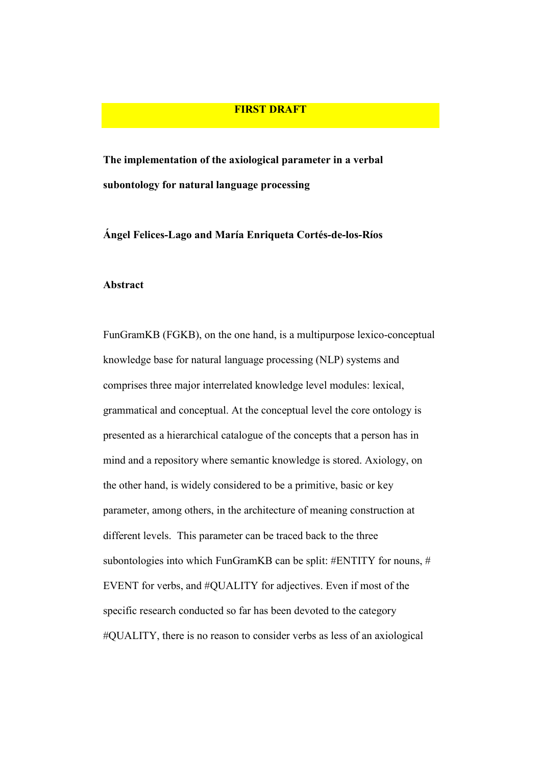**FIRST DRAFT**

# The implementation of the axiological parameter in a verbal subontology for natural language processing

**Ángel Felices-Lago and María Enriqueta Cortés-de-los-Ríos**

## Abstract

FunGramKB (FGKB), on the one hand, is a multipurpose lexico-conceptual knowledge base for natural language processing (NLP) systems and comprises three major interrelated knowledge level modules: lexical, grammatical and conceptual. At the conceptual level the core ontology is presented as a hierarchical catalogue of the concepts that a person has in mind and a repository where semantic knowledge is stored. Axiology, on the other hand, is widely considered to be a primitive, basic or key parameter, among others, in the architecture of meaning construction at different levels. This parameter can be traced back to the three subontologies into which FunGramKB can be split: #ENTITY for nouns, # EVENT for verbs, and #QUALITY for adjectives. Even if most of the specific research conducted so far has been devoted to the category #QUALITY, there is no reason to consider verbs as less of an axiological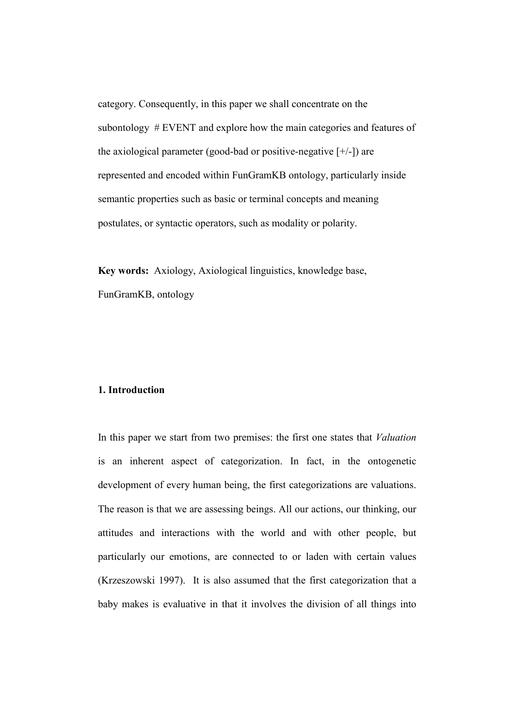category. Consequently, in this paper we shall concentrate on the subontology # EVENT and explore how the main categories and features of the axiological parameter (good-bad or positive-negative [+/-]) are represented and encoded within FunGramKB ontology, particularly inside semantic properties such as basic or terminal concepts and meaning postulates, or syntactic operators, such as modality or polarity.

**Key words:** Axiology, Axiological linguistics, knowledge base, FunGramKB, ontology

## 1. Introduction

In this paper we start from two premises: the first one states that *Valuation* is an inherent aspect of categorization. In fact, in the ontogenetic development of every human being, the first categorizations are valuations. The reason is that we are assessing beings. All our actions, our thinking, our attitudes and interactions with the world and with other people, but particularly our emotions, are connected to or laden with certain values (Krzeszowski 1997). It is also assumed that the first categorization that a baby makes is evaluative in that it involves the division of all things into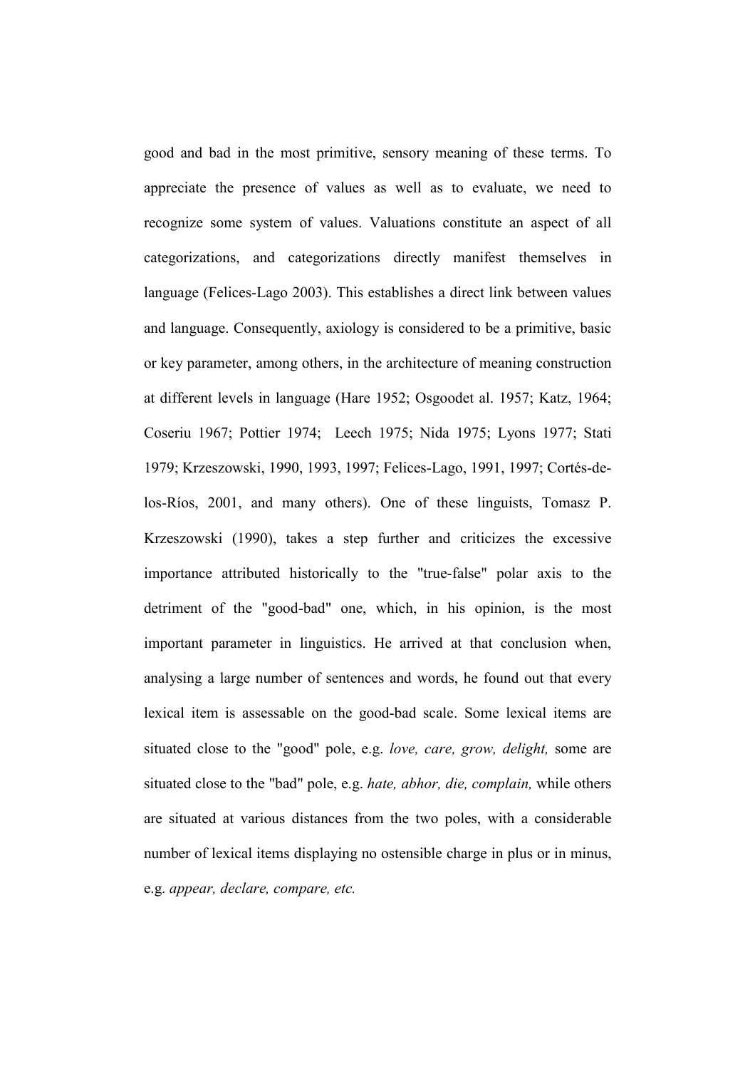good and bad in the most primitive, sensory meaning of these terms. To appreciate the presence of values as well as to evaluate, we need to recognize some system of values. Valuations constitute an aspect of all categorizations, and categorizations directly manifest themselves in language (Felices-Lago 2003). This establishes a direct link between values and language. Consequently, axiology is considered to be a primitive, basic or key parameter, among others, in the architecture of meaning construction at different levels in language (Hare 1952; Osgoodet al. 1957; Katz, 1964; Coseriu 1967; Pottier 1974; Leech 1975; Nida 1975; Lyons 1977; Stati 1979; Krzeszowski, 1990, 1993, 1997; Felices-Lago, 1991, 1997; Cortés-de-los-Ríos, 2001, and many others). One of these linguists, Tomasz P. Krzeszowski (1990), takes a step further and criticizes the excessive importance attributed historically to the "true-false" polar axis to the detriment of the "good-bad" one, which, in his opinion, is the most important parameter in linguistics. He arrived at that conclusion when, analysing a large number of sentences and words, he found out that every lexical item is assessable on the good-bad scale. Some lexical items are situated close to the "good" pole, e.g. *love, care, grow, delight,* some are situated close to the "bad" pole, e.g. *hate, abhor, die, complain,* while others are situated at various distances from the two poles, with a considerable number of lexical items displaying no ostensible charge in plus or in minus, e.g. *appear, declare, compare, etc.*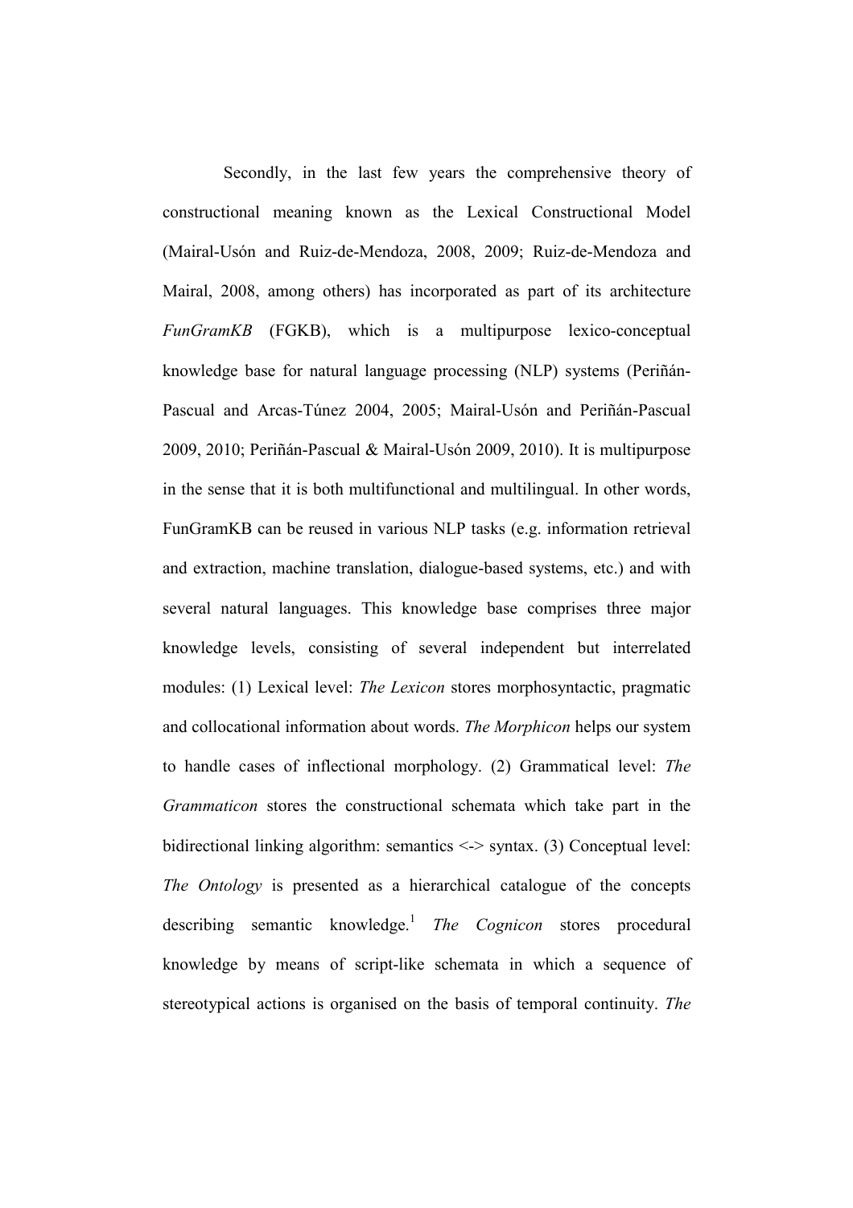Secondly, in the last few years the comprehensive theory of constructional meaning known as the Lexical Constructional Model (Mairal-Usón and Ruiz-de-Mendoza, 2008, 2009; Ruiz-de-Mendoza and Mairal, 2008, among others) has incorporated as part of its architecture *FunGramKB* (FGKB), which is a multipurpose lexico-conceptual knowledge base for natural language processing (NLP) systems (Periñán-Pascual and Arcas-Túnez 2004, 2005; Mairal-Usón and Periñán-Pascual 2009, 2010; Periñán-Pascual & Mairal-Usón 2009, 2010). It is multipurpose in the sense that it is both multifunctional and multilingual. In other words, FunGramKB can be reused in various NLP tasks (e.g. information retrieval and extraction, machine translation, dialogue-based systems, etc.) and with several natural languages. This knowledge base comprises three major knowledge levels, consisting of several independent but interrelated modules: (1) Lexical level: *The Lexicon* stores morphosyntactic, pragmatic and collocational information about words. *The Morphicon* helps our system to handle cases of inflectional morphology. (2) Grammatical level: *The Grammaticon* stores the constructional schemata which take part in the bidirectional linking algorithm: semantics <-> syntax. (3) Conceptual level: *The Ontology* is presented as a hierarchical catalogue of the concepts describing semantic knowledge.[1] *The Cognicon* stores procedural knowledge by means of script-like schemata in which a sequence of stereotypical actions is organised on the basis of temporal continuity. *The*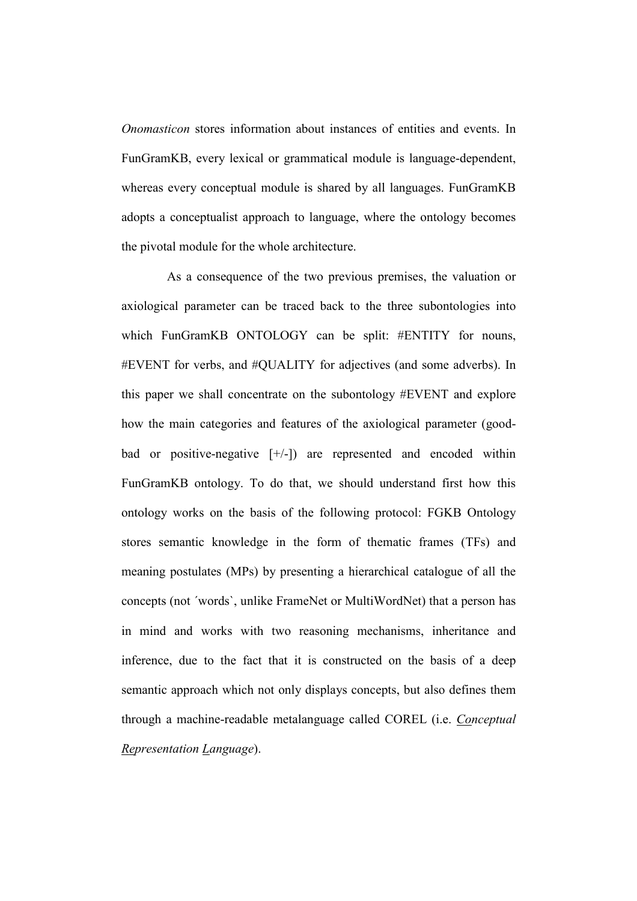*Onomasticon* stores information about instances of entities and events. In FunGramKB, every lexical or grammatical module is language-dependent, whereas every conceptual module is shared by all languages. FunGramKB adopts a conceptualist approach to language, where the ontology becomes the pivotal module for the whole architecture.

As a consequence of the two previous premises, the valuation or axiological parameter can be traced back to the three subontologies into which FunGramKB ONTOLOGY can be split: #ENTITY for nouns, #EVENT for verbs, and #QUALITY for adjectives (and some adverbs). In this paper we shall concentrate on the subontology #EVENT and explore how the main categories and features of the axiological parameter (good-bad or positive-negative [+/-]) are represented and encoded within FunGramKB ontology. To do that, we should understand first how this ontology works on the basis of the following protocol: FGKB Ontology stores semantic knowledge in the form of thematic frames (TFs) and meaning postulates (MPs) by presenting a hierarchical catalogue of all the concepts (not ´words`, unlike FrameNet or MultiWordNet) that a person has in mind and works with two reasoning mechanisms, inheritance and inference, due to the fact that it is constructed on the basis of a deep semantic approach which not only displays concepts, but also defines them through a machine-readable metalanguage called COREL (i.e. *<u>Co</u>nceptual <u>Re</u>presentation <u>L</u>anguage*).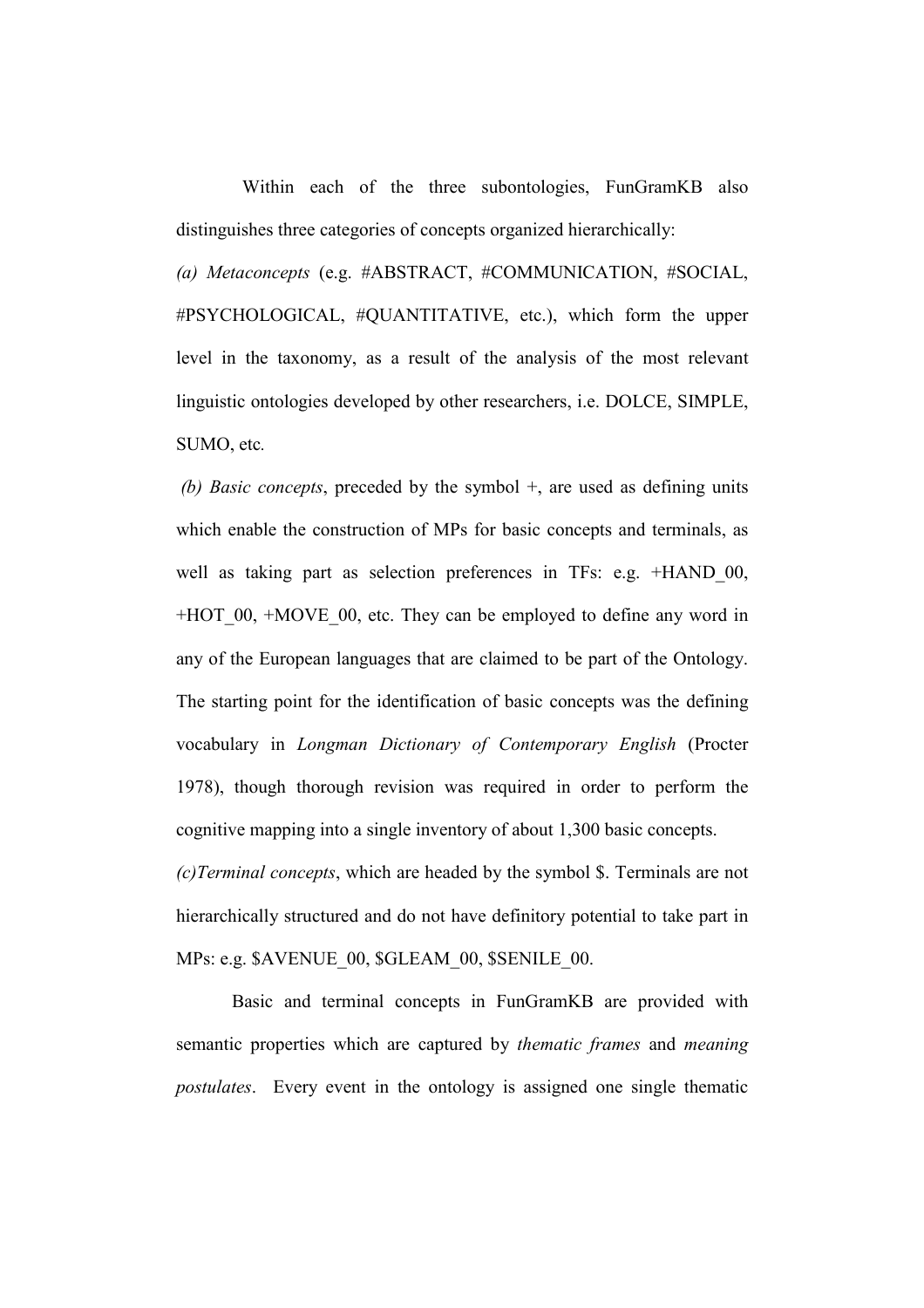Within each of the three subontologies, FunGramKB also distinguishes three categories of concepts organized hierarchically:

*(a) Metaconcepts* (e.g. #ABSTRACT, #COMMUNICATION, #SOCIAL, #PSYCHOLOGICAL, #QUANTITATIVE, etc.), which form the upper level in the taxonomy, as a result of the analysis of the most relevant linguistic ontologies developed by other researchers, i.e. DOLCE, SIMPLE, SUMO, etc.

*(b) Basic concepts*, preceded by the symbol +, are used as defining units which enable the construction of MPs for basic concepts and terminals, as well as taking part as selection preferences in TFs: e.g. +HAND_00, +HOT_00, +MOVE_00, etc. They can be employed to define any word in any of the European languages that are claimed to be part of the Ontology. The starting point for the identification of basic concepts was the defining vocabulary in *Longman Dictionary of Contemporary English* (Procter 1978), though thorough revision was required in order to perform the cognitive mapping into a single inventory of about 1,300 basic concepts.

*(c)Terminal concepts*, which are headed by the symbol $. Terminals are not hierarchically structured and do not have definitory potential to take part in MPs: e.g. $AVENUE_00, $GLEAM_00, $SENILE_00.

Basic and terminal concepts in FunGramKB are provided with semantic properties which are captured by *thematic frames* and *meaning postulates*. Every event in the ontology is assigned one single thematic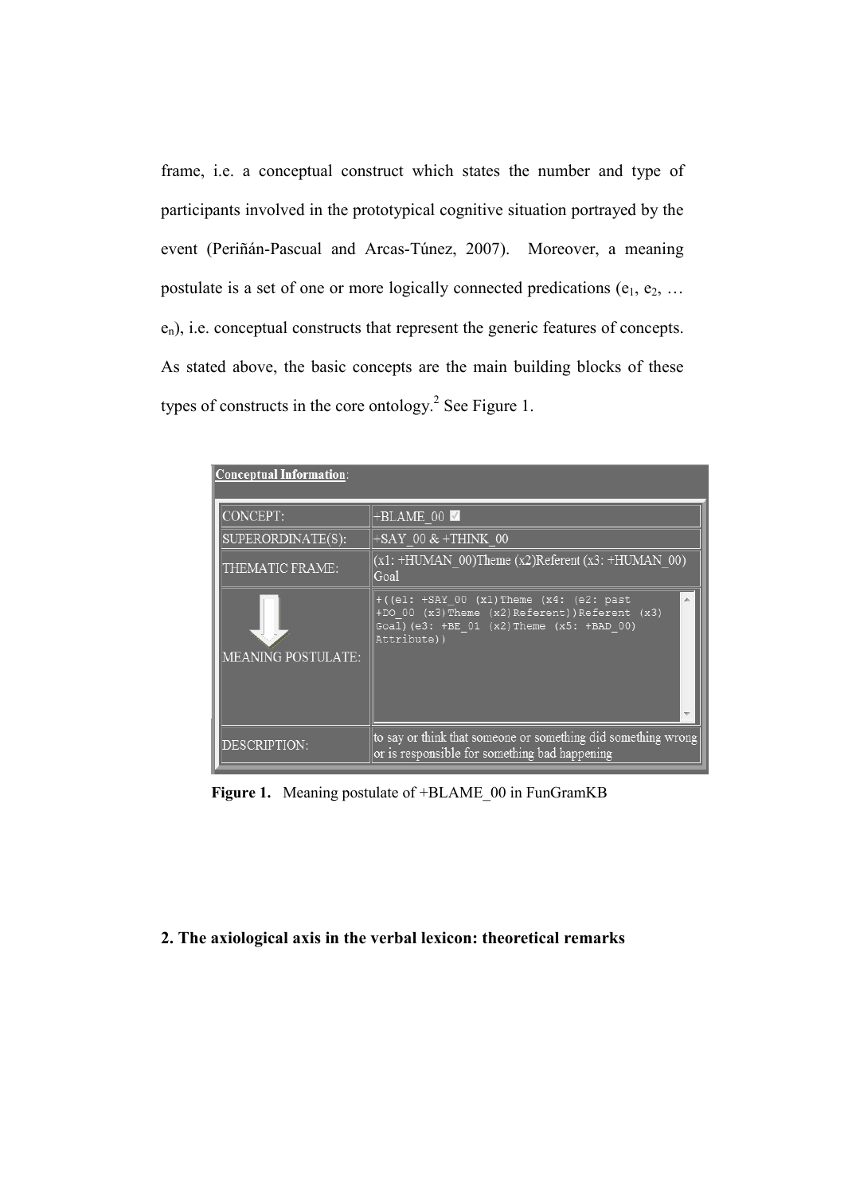frame, i.e. a conceptual construct which states the number and type of participants involved in the prototypical cognitive situation portrayed by the event (Periñán-Pascual and Arcas-Túnez, 2007). Moreover, a meaning postulate is a set of one or more logically connected predications ($e_1$, $e_2$, … $e_n$), i.e. conceptual constructs that represent the generic features of concepts. As stated above, the basic concepts are the main building blocks of these types of constructs in the core ontology.[2] See Figure 1.

**Conceptual Information**:

| | |
|---|---|
| CONCEPT: | +BLAME_00 ☑ |
| SUPERORDINATE(S): | +SAY_00 & +THINK_00 |
| THEMATIC FRAME: | (x1: +HUMAN_00)Theme (x2)Referent (x3: +HUMAN_00) Goal |
| MEANING POSTULATE: | +((e1: +SAY_00 (x1)Theme (x4: (e2: past +DO_00 (x3)Theme (x2)Referent))Referent (x3) Goal)(e3: +BE_01 (x2)Theme (x5: +BAD_00) Attribute)) |
| DESCRIPTION: | to say or think that someone or something did something wrong or is responsible for something bad happening |

**Figure 1.** Meaning postulate of +BLAME_00 in FunGramKB

## 2. The axiological axis in the verbal lexicon: theoretical remarks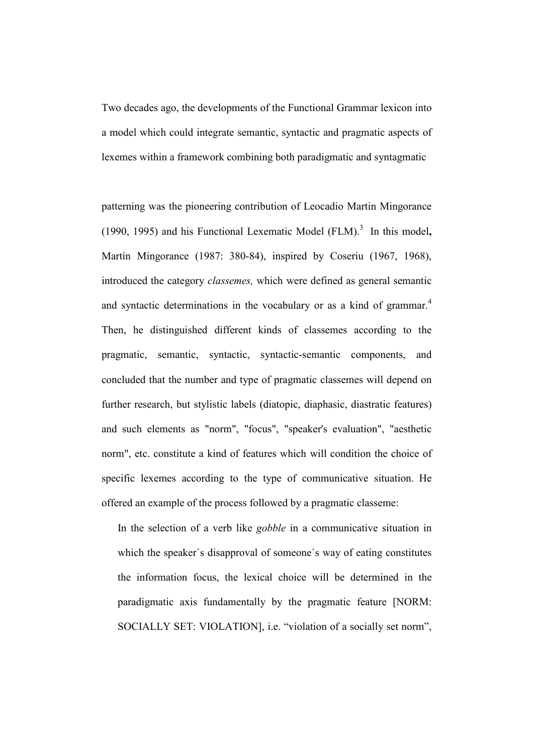Two decades ago, the developments of the Functional Grammar lexicon into a model which could integrate semantic, syntactic and pragmatic aspects of lexemes within a framework combining both paradigmatic and syntagmatic

patterning was the pioneering contribution of Leocadio Martin Mingorance (1990, 1995) and his Functional Lexematic Model (FLM).[3] In this model**,** Martín Mingorance (1987: 380-84), inspired by Coseriu (1967, 1968), introduced the category *classemes,* which were defined as general semantic and syntactic determinations in the vocabulary or as a kind of grammar.[4] Then, he distinguished different kinds of classemes according to the pragmatic, semantic, syntactic, syntactic-semantic components, and concluded that the number and type of pragmatic classemes will depend on further research, but stylistic labels (diatopic, diaphasic, diastratic features) and such elements as "norm", "focus", "speaker's evaluation", "aesthetic norm", etc. constitute a kind of features which will condition the choice of specific lexemes according to the type of communicative situation. He offered an example of the process followed by a pragmatic classeme:

> In the selection of a verb like *gobble* in a communicative situation in which the speaker`s disapproval of someone`s way of eating constitutes the information focus, the lexical choice will be determined in the paradigmatic axis fundamentally by the pragmatic feature [NORM: SOCIALLY SET: VIOLATION], i.e. “violation of a socially set norm”,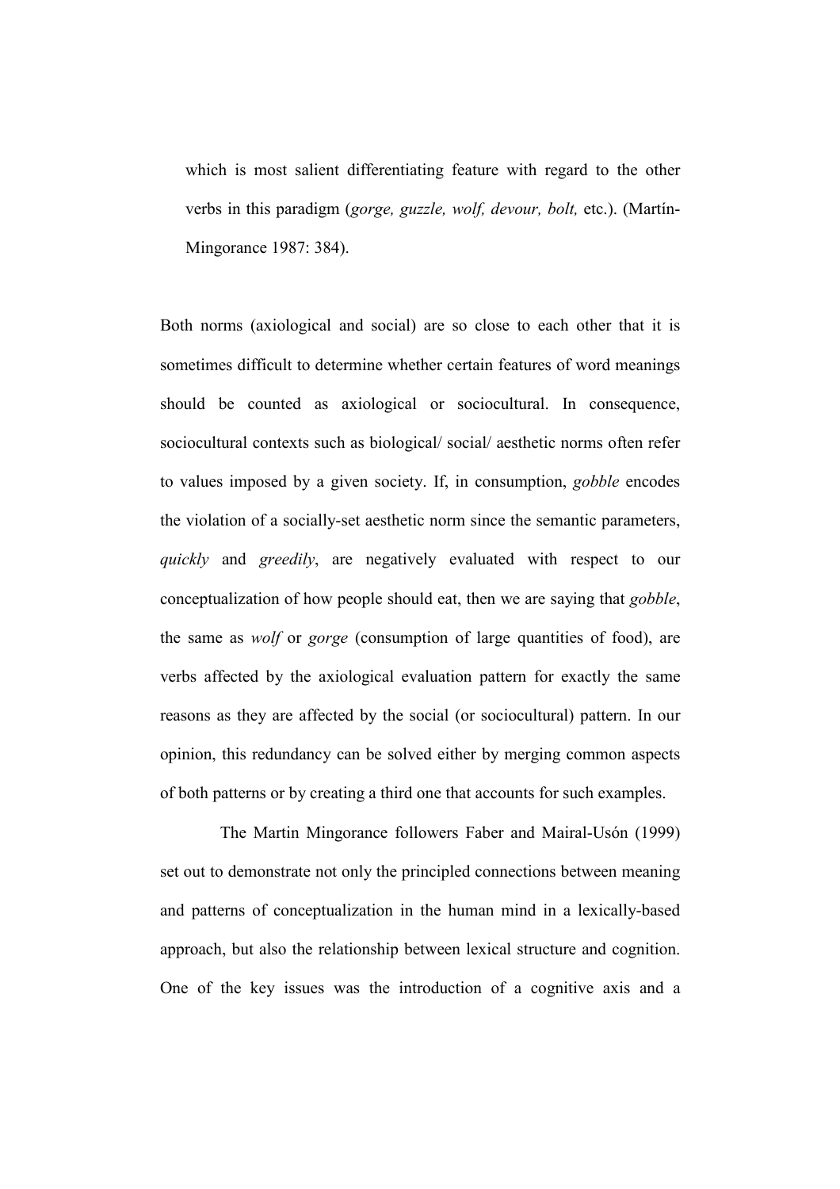> which is most salient differentiating feature with regard to the other verbs in this paradigm (*gorge, guzzle, wolf, devour, bolt,* etc.). (Martín-Mingorance 1987: 384).

Both norms (axiological and social) are so close to each other that it is sometimes difficult to determine whether certain features of word meanings should be counted as axiological or sociocultural. In consequence, sociocultural contexts such as biological/ social/ aesthetic norms often refer to values imposed by a given society. If, in consumption, *gobble* encodes the violation of a socially-set aesthetic norm since the semantic parameters, *quickly* and *greedily*, are negatively evaluated with respect to our conceptualization of how people should eat, then we are saying that *gobble*, the same as *wolf* or *gorge* (consumption of large quantities of food), are verbs affected by the axiological evaluation pattern for exactly the same reasons as they are affected by the social (or sociocultural) pattern. In our opinion, this redundancy can be solved either by merging common aspects of both patterns or by creating a third one that accounts for such examples.

The Martin Mingorance followers Faber and Mairal-Usón (1999) set out to demonstrate not only the principled connections between meaning and patterns of conceptualization in the human mind in a lexically-based approach, but also the relationship between lexical structure and cognition. One of the key issues was the introduction of a cognitive axis and a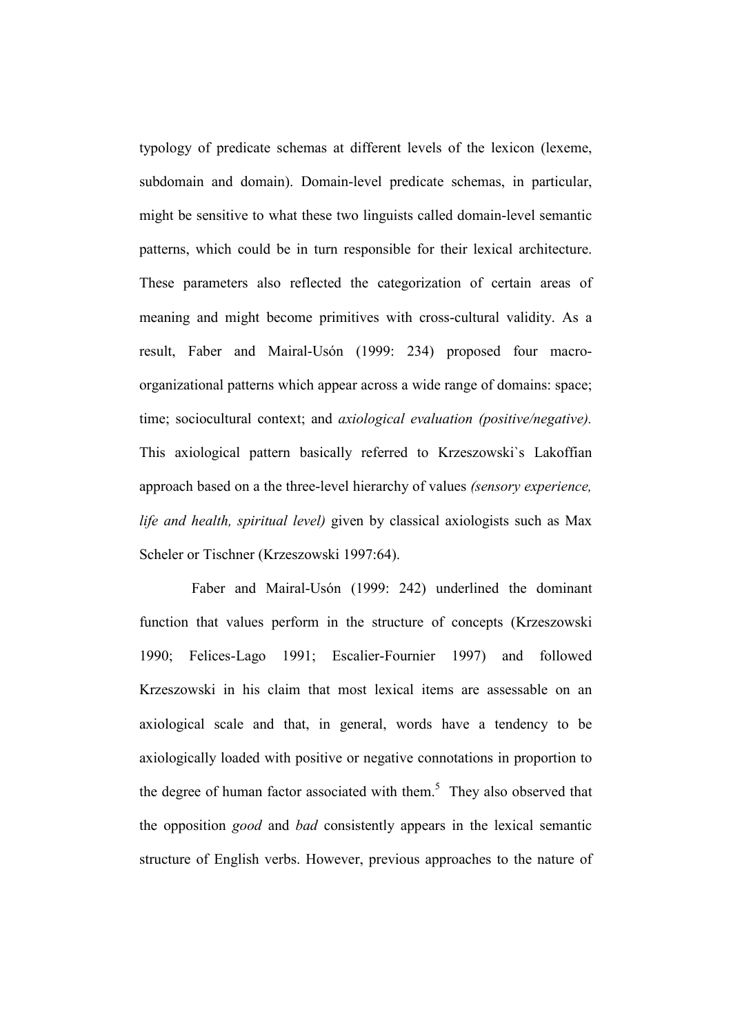typology of predicate schemas at different levels of the lexicon (lexeme, subdomain and domain). Domain-level predicate schemas, in particular, might be sensitive to what these two linguists called domain-level semantic patterns, which could be in turn responsible for their lexical architecture. These parameters also reflected the categorization of certain areas of meaning and might become primitives with cross-cultural validity. As a result, Faber and Mairal-Usón (1999: 234) proposed four macro-organizational patterns which appear across a wide range of domains: space; time; sociocultural context; and *axiological evaluation (positive/negative).* This axiological pattern basically referred to Krzeszowski`s Lakoffian approach based on a the three-level hierarchy of values *(sensory experience, life and health, spiritual level)* given by classical axiologists such as Max Scheler or Tischner (Krzeszowski 1997:64).

Faber and Mairal-Usón (1999: 242) underlined the dominant function that values perform in the structure of concepts (Krzeszowski 1990; Felices-Lago 1991; Escalier-Fournier 1997) and followed Krzeszowski in his claim that most lexical items are assessable on an axiological scale and that, in general, words have a tendency to be axiologically loaded with positive or negative connotations in proportion to the degree of human factor associated with them.[5] They also observed that the opposition *good* and *bad* consistently appears in the lexical semantic structure of English verbs. However, previous approaches to the nature of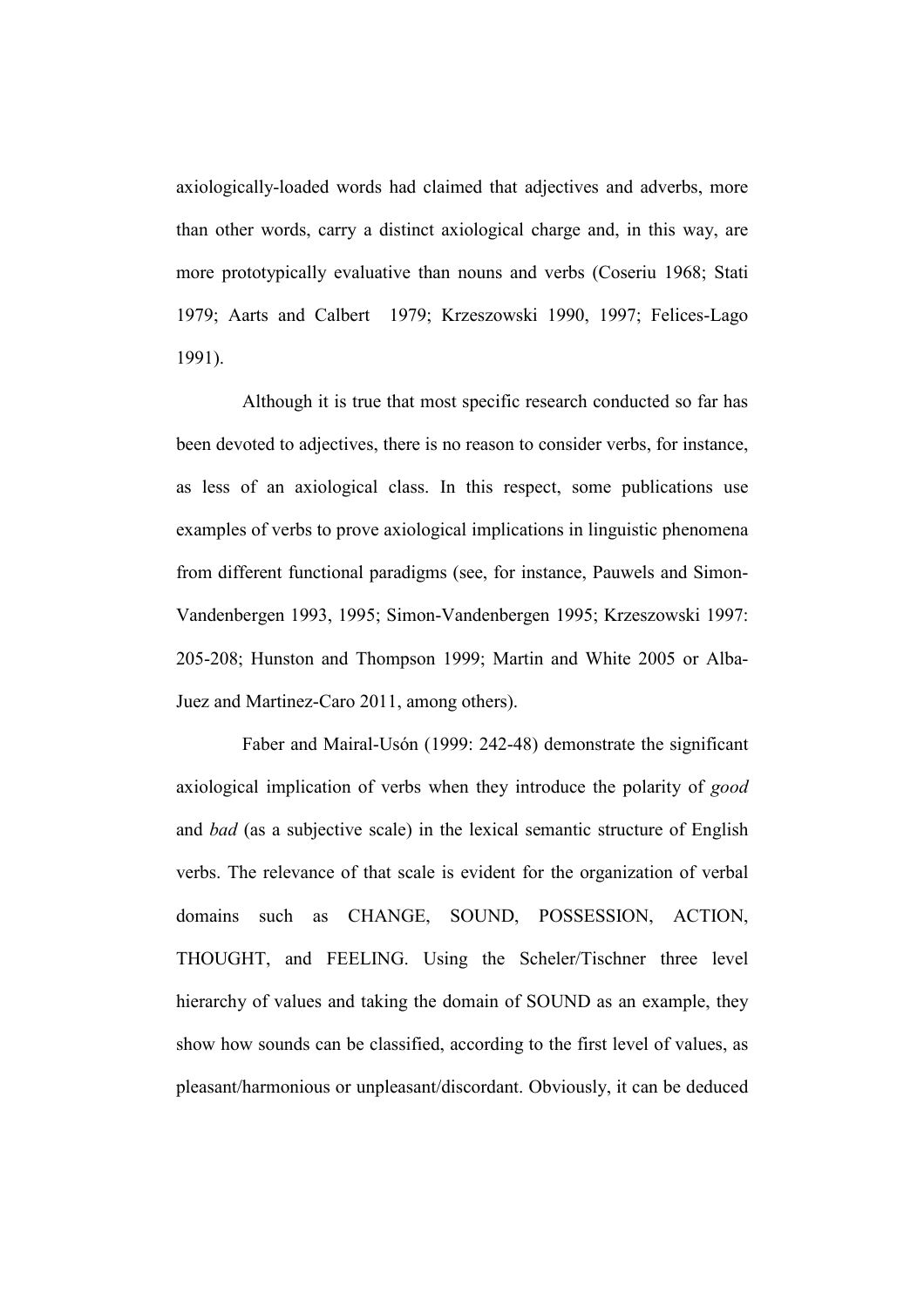axiologically-loaded words had claimed that adjectives and adverbs, more than other words, carry a distinct axiological charge and, in this way, are more prototypically evaluative than nouns and verbs (Coseriu 1968; Stati 1979; Aarts and Calbert 1979; Krzeszowski 1990, 1997; Felices-Lago 1991).

Although it is true that most specific research conducted so far has been devoted to adjectives, there is no reason to consider verbs, for instance, as less of an axiological class. In this respect, some publications use examples of verbs to prove axiological implications in linguistic phenomena from different functional paradigms (see, for instance, Pauwels and Simon-Vandenbergen 1993, 1995; Simon-Vandenbergen 1995; Krzeszowski 1997: 205-208; Hunston and Thompson 1999; Martin and White 2005 or Alba-Juez and Martinez-Caro 2011, among others).

Faber and Mairal-Usón (1999: 242-48) demonstrate the significant axiological implication of verbs when they introduce the polarity of *good* and *bad* (as a subjective scale) in the lexical semantic structure of English verbs. The relevance of that scale is evident for the organization of verbal domains such as CHANGE, SOUND, POSSESSION, ACTION, THOUGHT, and FEELING. Using the Scheler/Tischner three level hierarchy of values and taking the domain of SOUND as an example, they show how sounds can be classified, according to the first level of values, as pleasant/harmonious or unpleasant/discordant. Obviously, it can be deduced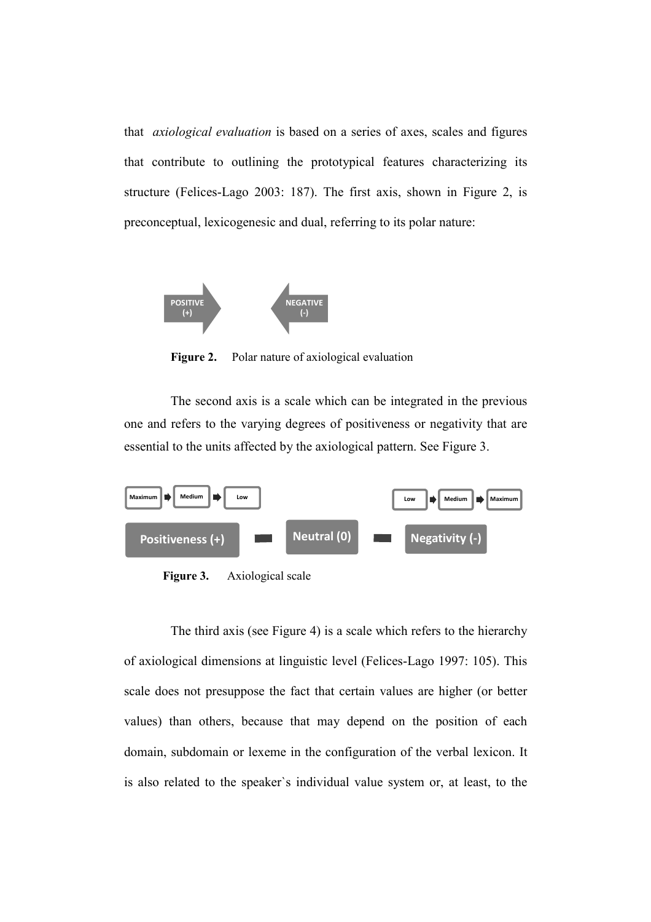that *axiological evaluation* is based on a series of axes, scales and figures that contribute to outlining the prototypical features characterizing its structure (Felices-Lago 2003: 187). The first axis, shown in Figure 2, is preconceptual, lexicogenesic and dual, referring to its polar nature:

POSITIVE (+) NEGATIVE (-)

**Figure 2.** Polar nature of axiological evaluation

The second axis is a scale which can be integrated in the previous one and refers to the varying degrees of positiveness or negativity that are essential to the units affected by the axiological pattern. See Figure 3.

Maximum → Medium → Low &nbsp;&nbsp;&nbsp;&nbsp; Low → Medium → Maximum

Positiveness (+) — Neutral (0) — Negativity (-)

**Figure 3.** Axiological scale

The third axis (see Figure 4) is a scale which refers to the hierarchy of axiological dimensions at linguistic level (Felices-Lago 1997: 105). This scale does not presuppose the fact that certain values are higher (or better values) than others, because that may depend on the position of each domain, subdomain or lexeme in the configuration of the verbal lexicon. It is also related to the speaker`s individual value system or, at least, to the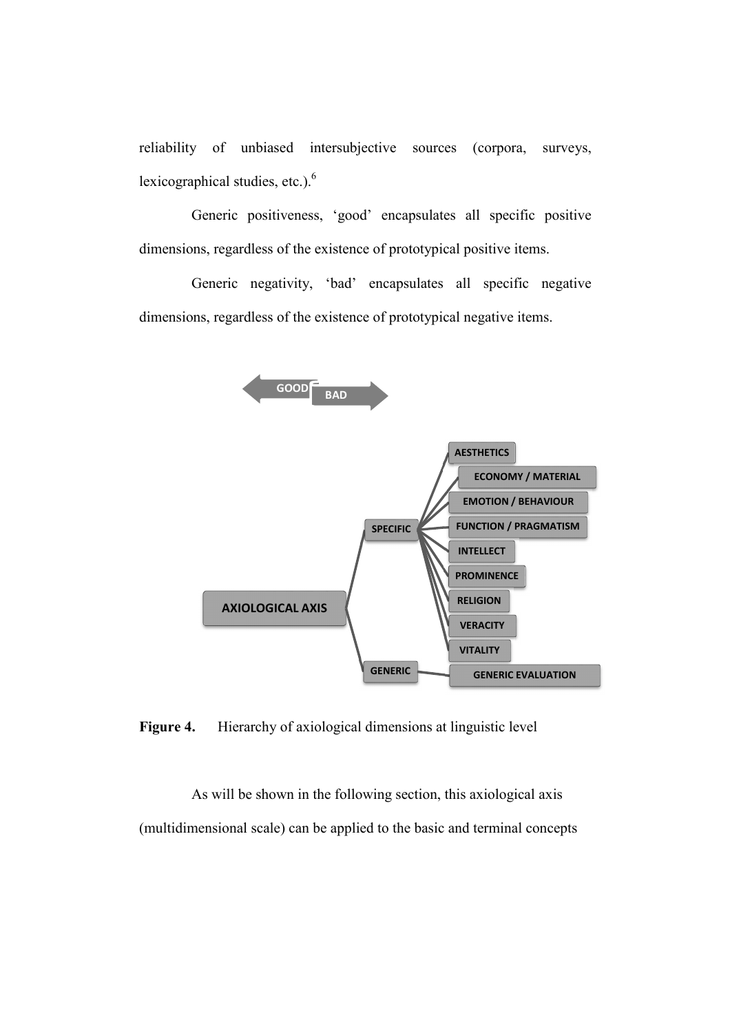reliability of unbiased intersubjective sources (corpora, surveys, lexicographical studies, etc.).[6]

Generic positiveness, 'good' encapsulates all specific positive dimensions, regardless of the existence of prototypical positive items.

Generic negativity, 'bad' encapsulates all specific negative dimensions, regardless of the existence of prototypical negative items.

GOOD BAD

AXIOLOGICAL AXIS

- SPECIFIC
  - AESTHETICS
  - ECONOMY / MATERIAL
  - EMOTION / BEHAVIOUR
  - FUNCTION / PRAGMATISM
  - INTELLECT
  - PROMINENCE
  - RELIGION
  - VERACITY
  - VITALITY
- GENERIC
  - GENERIC EVALUATION

**Figure 4.** Hierarchy of axiological dimensions at linguistic level

As will be shown in the following section, this axiological axis (multidimensional scale) can be applied to the basic and terminal concepts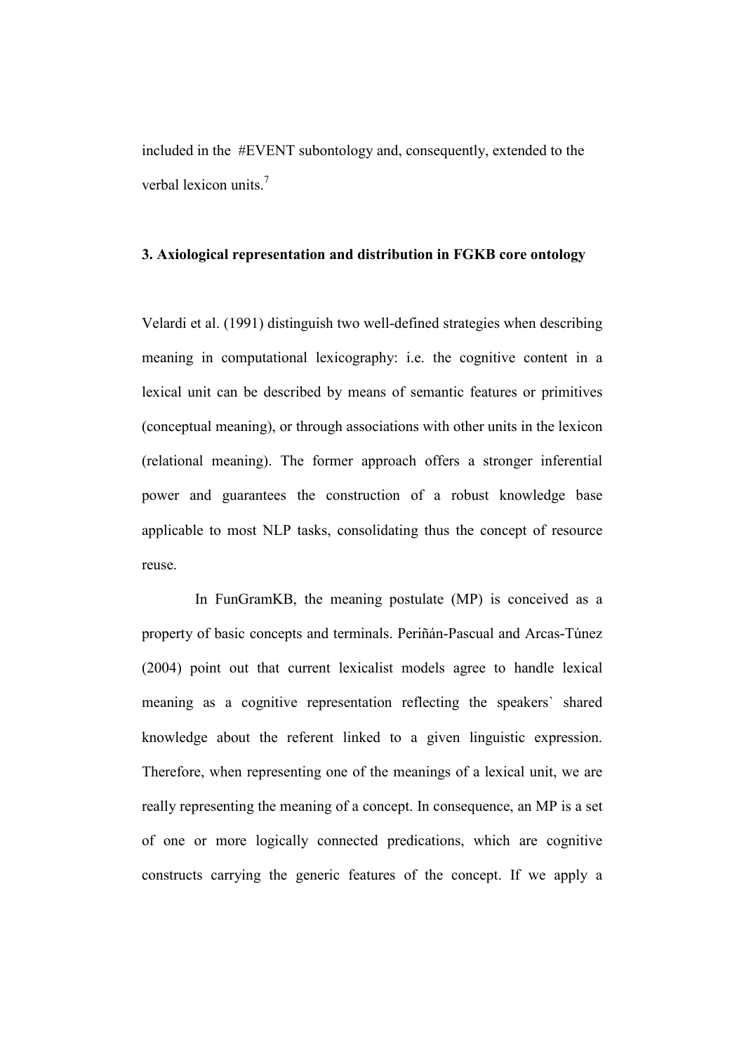included in the #EVENT subontology and, consequently, extended to the verbal lexicon units.[7]

## 3. Axiological representation and distribution in FGKB core ontology

Velardi et al. (1991) distinguish two well-defined strategies when describing meaning in computational lexicography: i.e. the cognitive content in a lexical unit can be described by means of semantic features or primitives (conceptual meaning), or through associations with other units in the lexicon (relational meaning). The former approach offers a stronger inferential power and guarantees the construction of a robust knowledge base applicable to most NLP tasks, consolidating thus the concept of resource reuse.

In FunGramKB, the meaning postulate (MP) is conceived as a property of basic concepts and terminals. Periñán-Pascual and Arcas-Túnez (2004) point out that current lexicalist models agree to handle lexical meaning as a cognitive representation reflecting the speakers` shared knowledge about the referent linked to a given linguistic expression. Therefore, when representing one of the meanings of a lexical unit, we are really representing the meaning of a concept. In consequence, an MP is a set of one or more logically connected predications, which are cognitive constructs carrying the generic features of the concept. If we apply a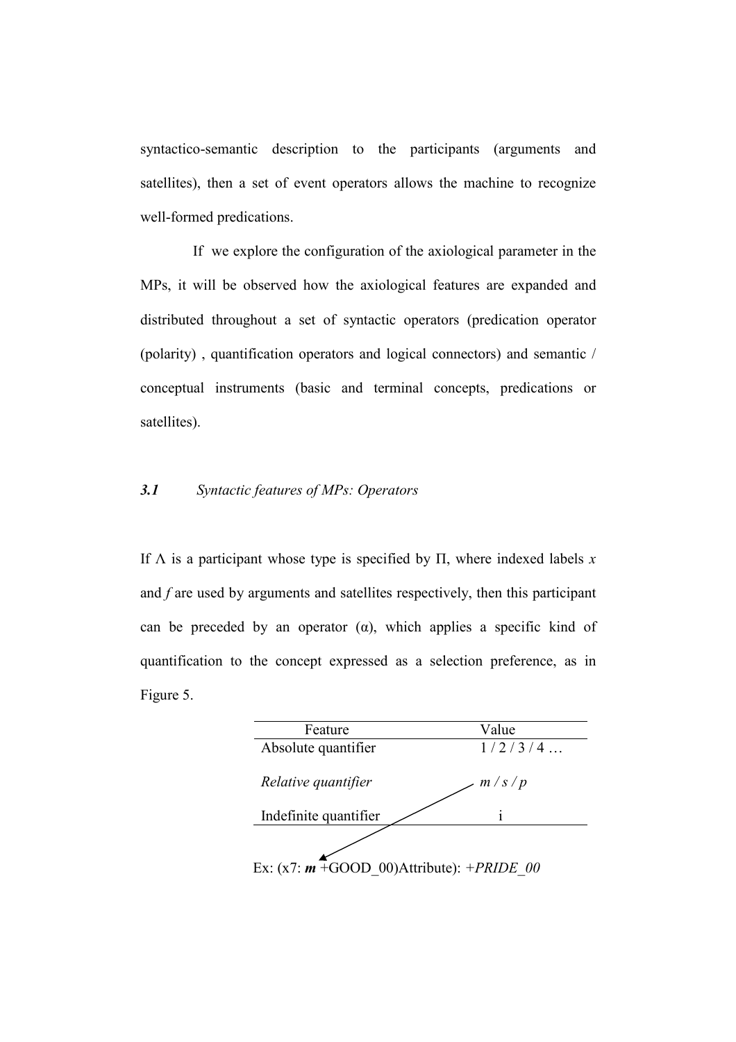syntactico-semantic description to the participants (arguments and satellites), then a set of event operators allows the machine to recognize well-formed predications.

If we explore the configuration of the axiological parameter in the MPs, it will be observed how the axiological features are expanded and distributed throughout a set of syntactic operators (predication operator (polarity) , quantification operators and logical connectors) and semantic / conceptual instruments (basic and terminal concepts, predications or satellites).

### *3.1 Syntactic features of MPs: Operators*

If Λ is a participant whose type is specified by Π, where indexed labels *x* and *f* are used by arguments and satellites respectively, then this participant can be preceded by an operator (α), which applies a specific kind of quantification to the concept expressed as a selection preference, as in Figure 5.

| Feature | Value |
|---|---|
| Absolute quantifier | 1 / 2 / 3 / 4 … |
| *Relative quantifier* | *m / s / p* |
| Indefinite quantifier | i |

Ex: (x7: ***m*** +GOOD_00)Attribute): *+PRIDE_00*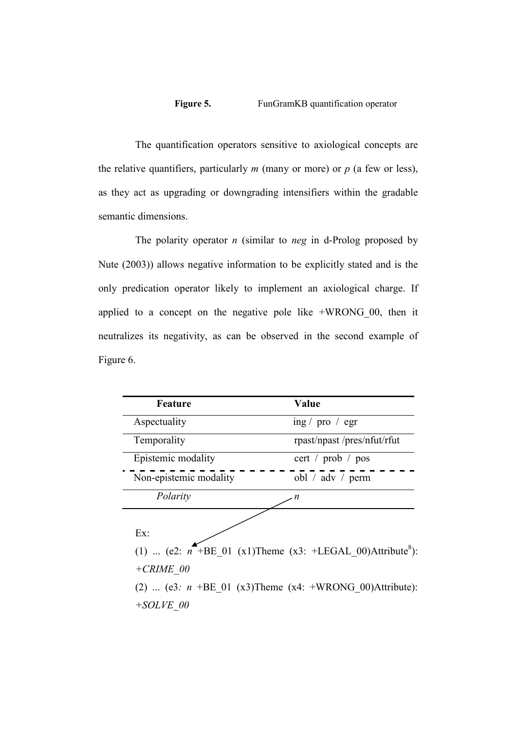**Figure 5.** FunGramKB quantification operator

The quantification operators sensitive to axiological concepts are the relative quantifiers, particularly *m* (many or more) or *p* (a few or less), as they act as upgrading or downgrading intensifiers within the gradable semantic dimensions.

The polarity operator *n* (similar to *neg* in d-Prolog proposed by Nute (2003)) allows negative information to be explicitly stated and is the only predication operator likely to implement an axiological charge. If applied to a concept on the negative pole like +WRONG_00, then it neutralizes its negativity, as can be observed in the second example of Figure 6.

| Feature | Value |
|---|---|
| Aspectuality | ing / pro / egr |
| Temporality | rpast/npast /pres/nfut/rfut |
| Epistemic modality | cert / prob / pos |
| Non-epistemic modality | obl / adv / perm |
| *Polarity* | *n* |

Ex:

(1) ... (e2: *n* +BE_01 (x1)Theme (x3: +LEGAL_00)Attribute[8]): *+CRIME_00*

(2) ... (e3*:* *n* +BE_01 (x3)Theme (x4: +WRONG_00)Attribute): *+SOLVE_00*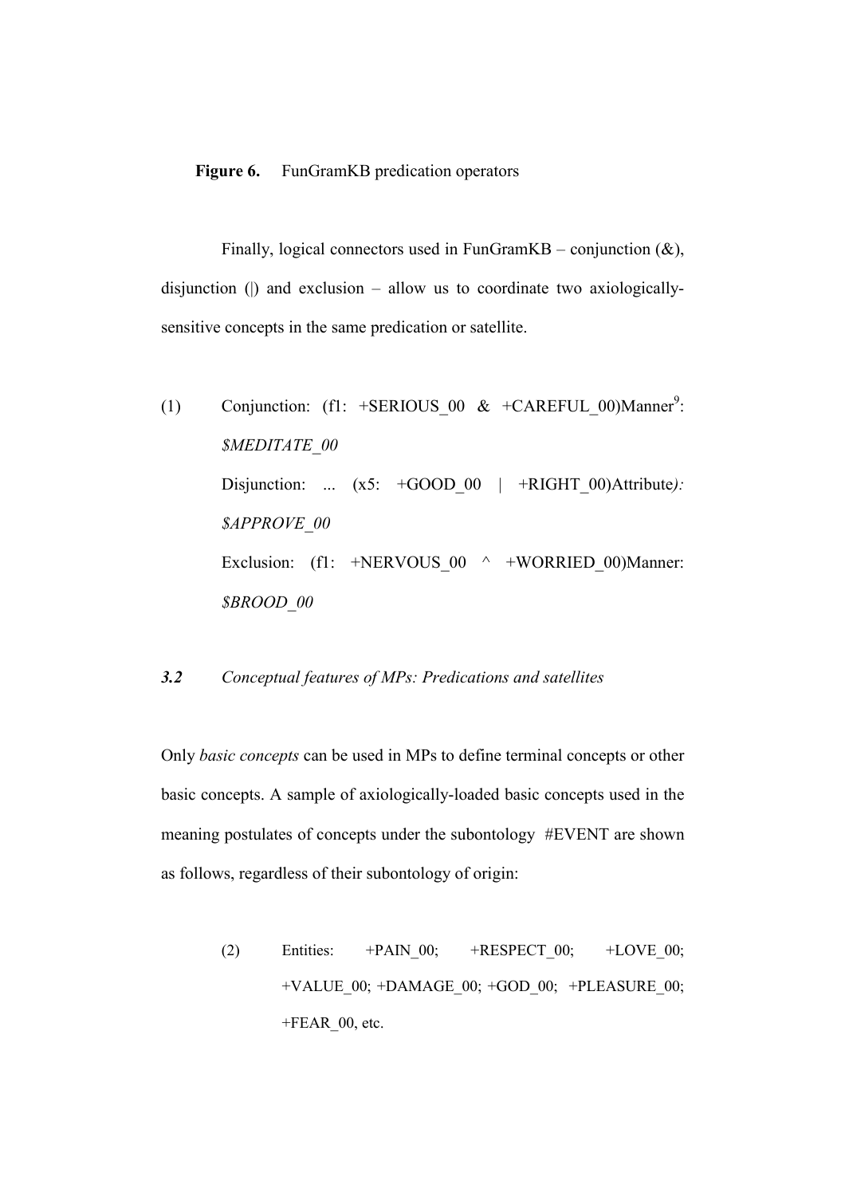**Figure 6.** FunGramKB predication operators

Finally, logical connectors used in FunGramKB – conjunction (&), disjunction (|) and exclusion – allow us to coordinate two axiologically-sensitive concepts in the same predication or satellite.

(1) Conjunction: (f1: +SERIOUS_00 & +CAREFUL_00)Manner[9]: *$MEDITATE_00*

Disjunction: ... (x5: +GOOD_00 | +RIGHT_00)Attribute*): $APPROVE_00*

Exclusion: (f1: +NERVOUS_00 ^ +WORRIED_00)Manner: *$BROOD_00*

### *3.2 Conceptual features of MPs: Predications and satellites*

Only *basic concepts* can be used in MPs to define terminal concepts or other basic concepts. A sample of axiologically-loaded basic concepts used in the meaning postulates of concepts under the subontology #EVENT are shown as follows, regardless of their subontology of origin:

(2) Entities: +PAIN_00; +RESPECT_00; +LOVE_00; +VALUE_00; +DAMAGE_00; +GOD_00; +PLEASURE_00; +FEAR_00, etc.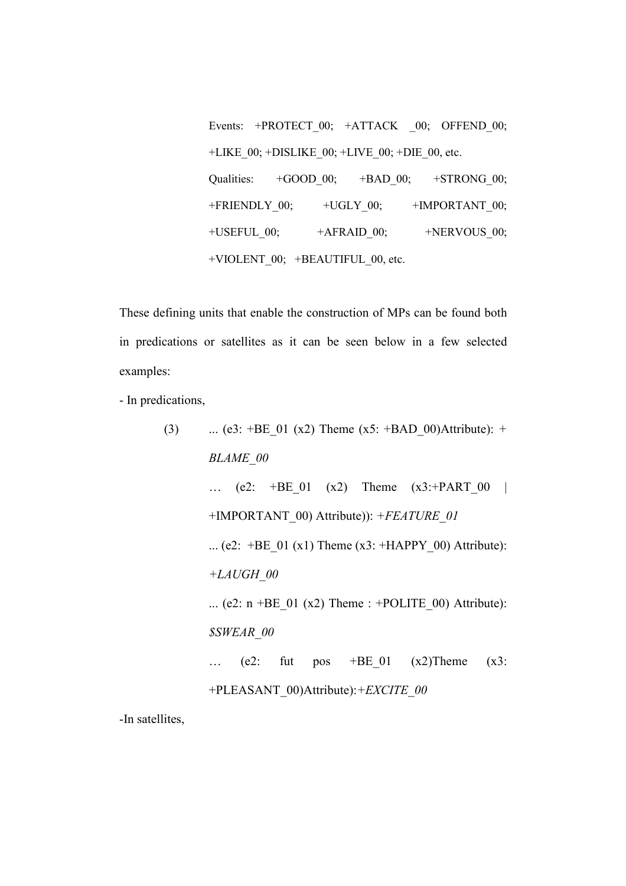Events: +PROTECT_00; +ATTACK _00; OFFEND_00; +LIKE_00; +DISLIKE_00; +LIVE_00; +DIE_00, etc.

Qualities: +GOOD_00; +BAD_00; +STRONG_00; +FRIENDLY_00; +UGLY_00; +IMPORTANT_00; +USEFUL_00; +AFRAID_00; +NERVOUS_00; +VIOLENT_00; +BEAUTIFUL_00, etc.

These defining units that enable the construction of MPs can be found both in predications or satellites as it can be seen below in a few selected examples:

- In predications,

(3) ... (e3: +BE_01 (x2) Theme (x5: +BAD_00)Attribute): + *BLAME_00*

… (e2: +BE_01 (x2) Theme (x3:+PART_00 | +IMPORTANT_00) Attribute)): +*FEATURE_01*

... (e2: +BE_01 (x1) Theme (x3: +HAPPY_00) Attribute): *+LAUGH_00*

... (e2: n +BE_01 (x2) Theme : +POLITE_00) Attribute): *$SWEAR_00*

… (e2: fut pos +BE_01 (x2)Theme (x3: +PLEASANT_00)Attribute):+*EXCITE_00*

-In satellites,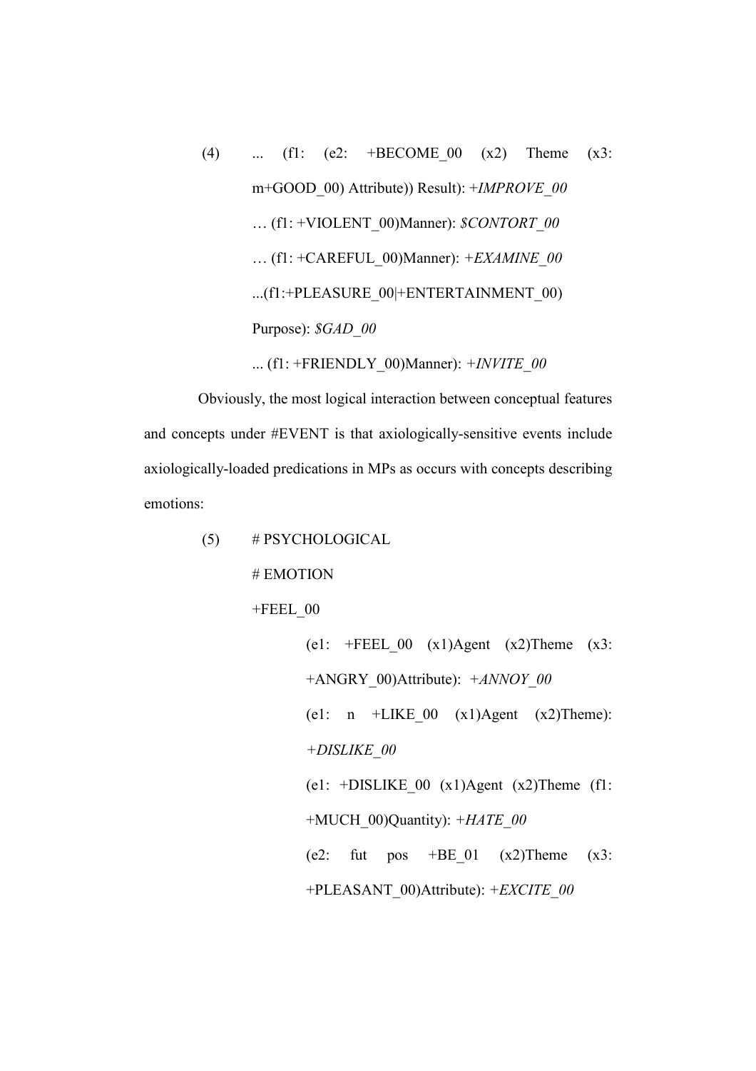(4) ... (f1: (e2: +BECOME_00 (x2) Theme (x3: m+GOOD_00) Attribute)) Result): *+IMPROVE_00*

… (f1: +VIOLENT_00)Manner): *$CONTORT_00*

… (f1: +CAREFUL_00)Manner): *+EXAMINE_00*

...(f1:+PLEASURE_00|+ENTERTAINMENT_00) Purpose): *$GAD_00*

... (f1: +FRIENDLY_00)Manner): *+INVITE_00*

Obviously, the most logical interaction between conceptual features and concepts under #EVENT is that axiologically-sensitive events include axiologically-loaded predications in MPs as occurs with concepts describing emotions:

(5) # PSYCHOLOGICAL

# EMOTION

+FEEL_00

(e1: +FEEL_00 (x1)Agent (x2)Theme (x3: +ANGRY_00)Attribute): *+ANNOY_00*

(e1: n +LIKE_00 (x1)Agent (x2)Theme): *+DISLIKE_00*

(e1: +DISLIKE_00 (x1)Agent (x2)Theme (f1: +MUCH_00)Quantity): *+HATE_00*

(e2: fut pos +BE_01 (x2)Theme (x3: +PLEASANT_00)Attribute): *+EXCITE_00*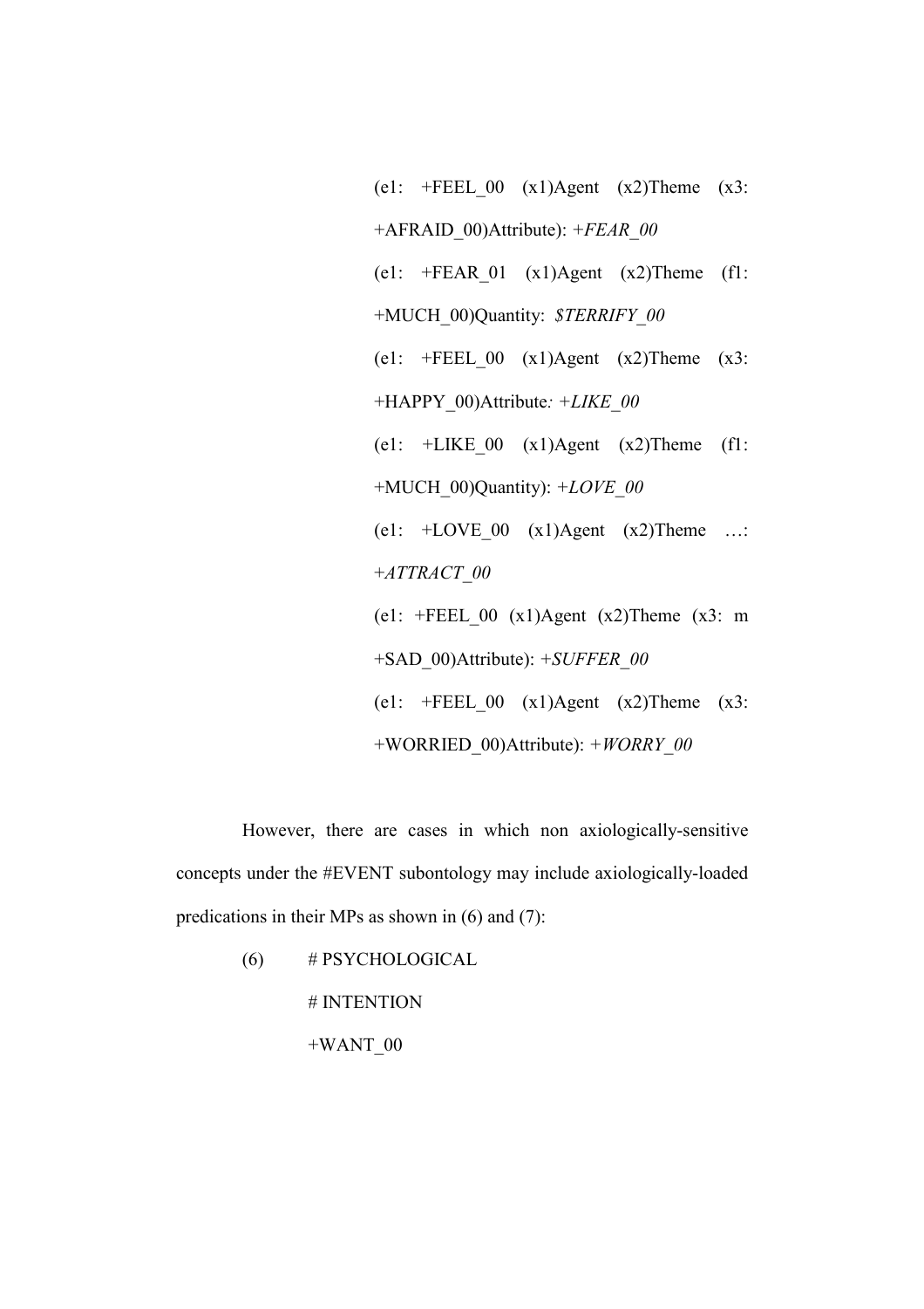(e1: +FEEL_00 (x1)Agent (x2)Theme (x3: +AFRAID_00)Attribute): +*FEAR_00*

(e1: +FEAR_01 (x1)Agent (x2)Theme (f1: +MUCH_00)Quantity: *$TERRIFY_00*

(e1: +FEEL_00 (x1)Agent (x2)Theme (x3: +HAPPY_00)Attribute*:* +*LIKE_00*

(e1: +LIKE_00 (x1)Agent (x2)Theme (f1: +MUCH_00)Quantity): +*LOVE_00*

(e1: +LOVE_00 (x1)Agent (x2)Theme …: +*ATTRACT_00*

(e1: +FEEL_00 (x1)Agent (x2)Theme (x3: m +SAD_00)Attribute): +*SUFFER_00*

(e1: +FEEL_00 (x1)Agent (x2)Theme (x3: +WORRIED_00)Attribute): +*WORRY_00*

However, there are cases in which non axiologically-sensitive concepts under the #EVENT subontology may include axiologically-loaded predications in their MPs as shown in (6) and (7):

(6) # PSYCHOLOGICAL

# INTENTION

+WANT_00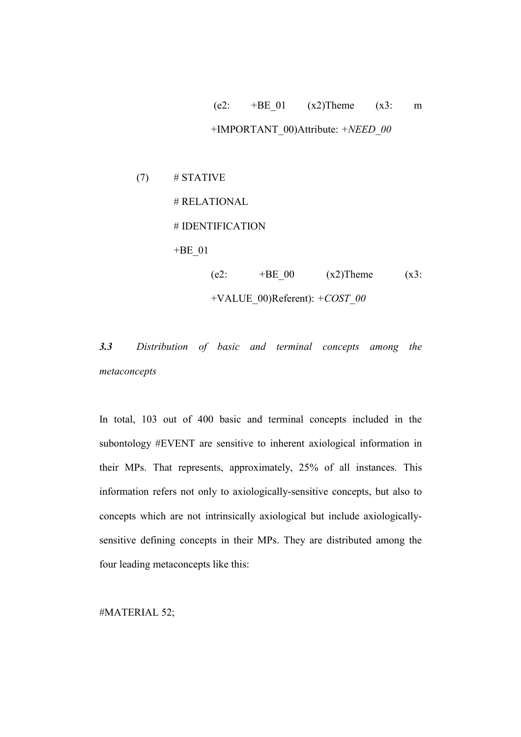(e2: +BE_01 (x2)Theme (x3: m +IMPORTANT_00)Attribute: +*NEED_00*

(7) # STATIVE

# RELATIONAL

# IDENTIFICATION

+BE_01

(e2: +BE_00 (x2)Theme (x3: +VALUE_00)Referent): +*COST_00*

### ***3.3*** *Distribution of basic and terminal concepts among the metaconcepts*

In total, 103 out of 400 basic and terminal concepts included in the subontology #EVENT are sensitive to inherent axiological information in their MPs. That represents, approximately, 25% of all instances. This information refers not only to axiologically-sensitive concepts, but also to concepts which are not intrinsically axiological but include axiologically-sensitive defining concepts in their MPs. They are distributed among the four leading metaconcepts like this:

#MATERIAL 52;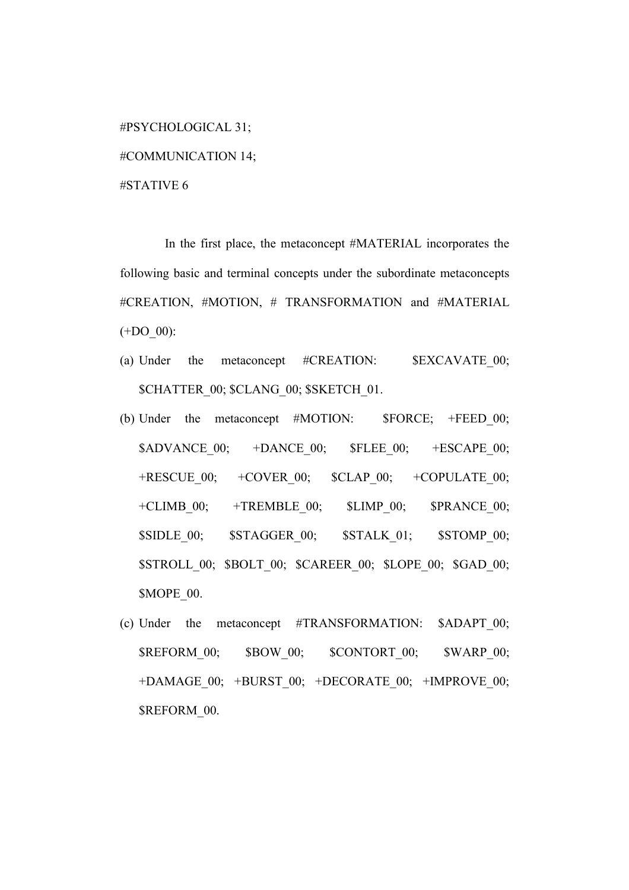#PSYCHOLOGICAL 31;

#COMMUNICATION 14;

#STATIVE 6

In the first place, the metaconcept #MATERIAL incorporates the following basic and terminal concepts under the subordinate metaconcepts #CREATION, #MOTION, # TRANSFORMATION and #MATERIAL (+DO_00):

(a) Under the metaconcept #CREATION: $EXCAVATE_00; $CHATTER_00; $CLANG_00; $SKETCH_01.

(b) Under the metaconcept #MOTION: $FORCE; +FEED_00; $ADVANCE_00; +DANCE_00; $FLEE_00; +ESCAPE_00; +RESCUE_00; +COVER_00; $CLAP_00; +COPULATE_00; +CLIMB_00; +TREMBLE_00; $LIMP_00; $PRANCE_00; $SIDLE_00; $STAGGER_00; $STALK_01; $STOMP_00; $STROLL_00; $BOLT_00; $CAREER_00; $LOPE_00; $GAD_00; $MOPE_00.

(c) Under the metaconcept #TRANSFORMATION: $ADAPT_00; $REFORM_00; $BOW_00; $CONTORT_00; $WARP_00; +DAMAGE_00; +BURST_00; +DECORATE_00; +IMPROVE_00; $REFORM_00.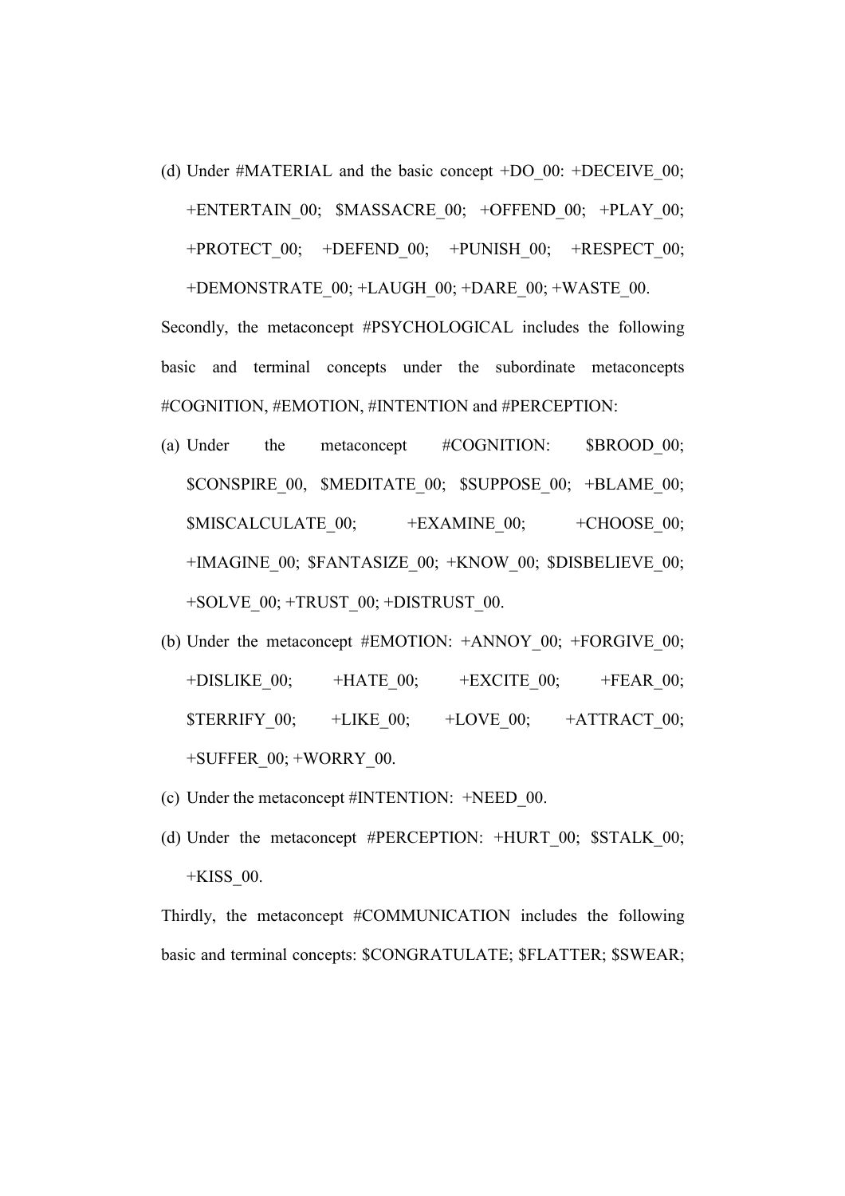(d) Under #MATERIAL and the basic concept +DO_00: +DECEIVE_00; +ENTERTAIN_00; $MASSACRE_00; +OFFEND_00; +PLAY_00; +PROTECT_00; +DEFEND_00; +PUNISH_00; +RESPECT_00; +DEMONSTRATE_00; +LAUGH_00; +DARE_00; +WASTE_00.

Secondly, the metaconcept #PSYCHOLOGICAL includes the following basic and terminal concepts under the subordinate metaconcepts #COGNITION, #EMOTION, #INTENTION and #PERCEPTION:

(a) Under the metaconcept #COGNITION: $BROOD_00; $CONSPIRE_00, $MEDITATE_00; $SUPPOSE_00; +BLAME_00; $MISCALCULATE_00; +EXAMINE_00; +CHOOSE_00; +IMAGINE_00; $FANTASIZE_00; +KNOW_00; $DISBELIEVE_00; +SOLVE_00; +TRUST_00; +DISTRUST_00.

(b) Under the metaconcept #EMOTION: +ANNOY_00; +FORGIVE_00; +DISLIKE_00; +HATE_00; +EXCITE_00; +FEAR_00; $TERRIFY_00; +LIKE_00; +LOVE_00; +ATTRACT_00; +SUFFER_00; +WORRY_00.

(c) Under the metaconcept #INTENTION: +NEED_00.

(d) Under the metaconcept #PERCEPTION: +HURT_00; $STALK_00; +KISS_00.

Thirdly, the metaconcept #COMMUNICATION includes the following basic and terminal concepts: $CONGRATULATE; $FLATTER; $SWEAR;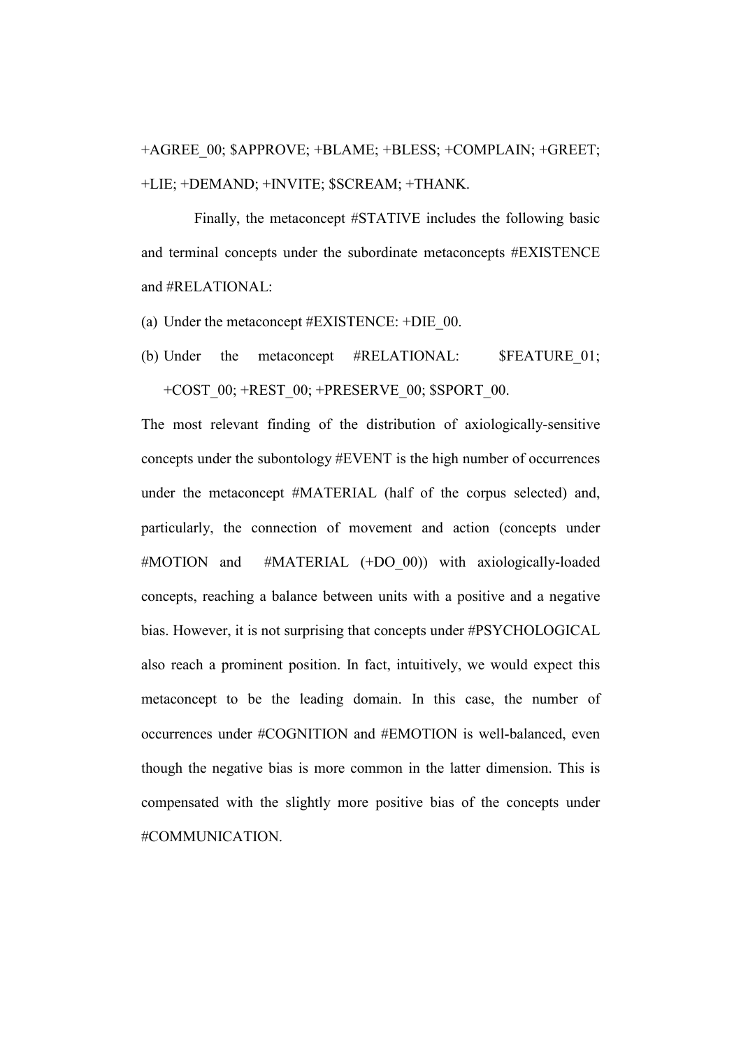+AGREE_00; $APPROVE; +BLAME; +BLESS; +COMPLAIN; +GREET; +LIE; +DEMAND; +INVITE; $SCREAM; +THANK.

Finally, the metaconcept #STATIVE includes the following basic and terminal concepts under the subordinate metaconcepts #EXISTENCE and #RELATIONAL:

(a) Under the metaconcept #EXISTENCE: +DIE_00.

(b) Under the metaconcept #RELATIONAL: $FEATURE_01; +COST_00; +REST_00; +PRESERVE_00; $SPORT_00.

The most relevant finding of the distribution of axiologically-sensitive concepts under the subontology #EVENT is the high number of occurrences under the metaconcept #MATERIAL (half of the corpus selected) and, particularly, the connection of movement and action (concepts under #MOTION and #MATERIAL (+DO_00)) with axiologically-loaded concepts, reaching a balance between units with a positive and a negative bias. However, it is not surprising that concepts under #PSYCHOLOGICAL also reach a prominent position. In fact, intuitively, we would expect this metaconcept to be the leading domain. In this case, the number of occurrences under #COGNITION and #EMOTION is well-balanced, even though the negative bias is more common in the latter dimension. This is compensated with the slightly more positive bias of the concepts under #COMMUNICATION.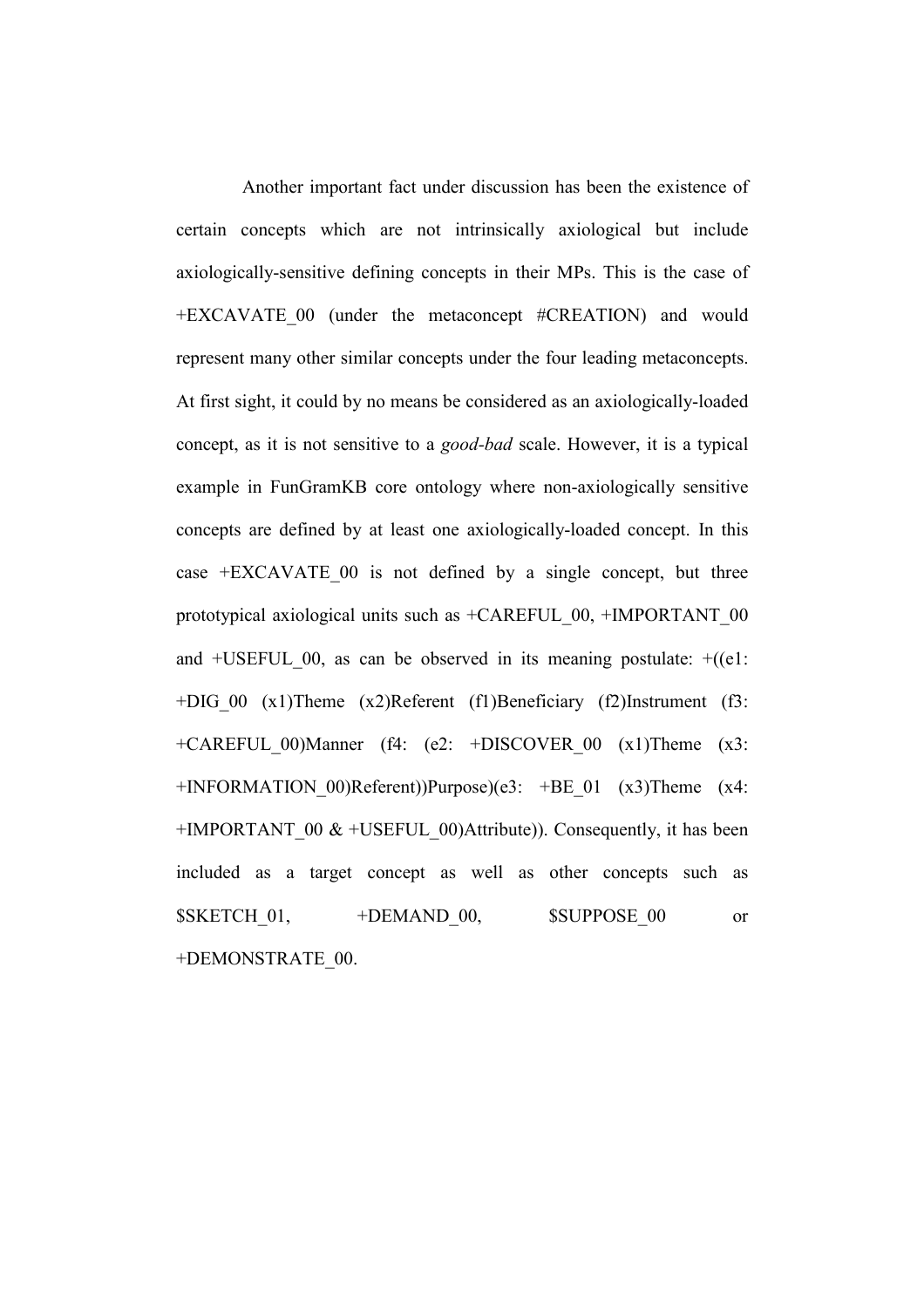Another important fact under discussion has been the existence of certain concepts which are not intrinsically axiological but include axiologically-sensitive defining concepts in their MPs. This is the case of +EXCAVATE_00 (under the metaconcept #CREATION) and would represent many other similar concepts under the four leading metaconcepts. At first sight, it could by no means be considered as an axiologically-loaded concept, as it is not sensitive to a *good-bad* scale. However, it is a typical example in FunGramKB core ontology where non-axiologically sensitive concepts are defined by at least one axiologically-loaded concept. In this case +EXCAVATE_00 is not defined by a single concept, but three prototypical axiological units such as +CAREFUL_00, +IMPORTANT_00 and +USEFUL_00, as can be observed in its meaning postulate: +((e1: +DIG_00 (x1)Theme (x2)Referent (f1)Beneficiary (f2)Instrument (f3: +CAREFUL_00)Manner (f4: (e2: +DISCOVER_00 (x1)Theme (x3: +INFORMATION_00)Referent))Purpose)(e3: +BE_01 (x3)Theme (x4: +IMPORTANT_00 & +USEFUL_00)Attribute)). Consequently, it has been included as a target concept as well as other concepts such as $SKETCH_01, +DEMAND_00, $SUPPOSE_00 or +DEMONSTRATE_00.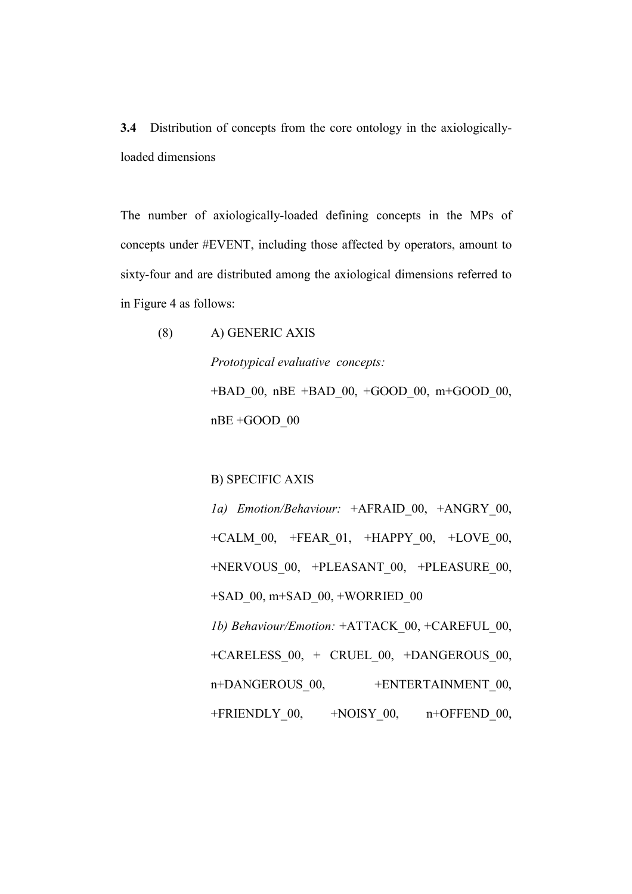**3.4** Distribution of concepts from the core ontology in the axiologically-loaded dimensions

The number of axiologically-loaded defining concepts in the MPs of concepts under #EVENT, including those affected by operators, amount to sixty-four and are distributed among the axiological dimensions referred to in Figure 4 as follows:

(8) A) GENERIC AXIS

*Prototypical evaluative concepts:*

+BAD_00, nBE +BAD_00, +GOOD_00, m+GOOD_00, nBE +GOOD_00

B) SPECIFIC AXIS

*1a) Emotion/Behaviour:* +AFRAID_00, +ANGRY_00, +CALM_00, +FEAR_01, +HAPPY_00, +LOVE_00, +NERVOUS_00, +PLEASANT_00, +PLEASURE_00, +SAD_00, m+SAD_00, +WORRIED_00

*1b) Behaviour/Emotion:* +ATTACK_00, +CAREFUL_00, +CARELESS_00, + CRUEL_00, +DANGEROUS_00, n+DANGEROUS_00, +ENTERTAINMENT_00, +FRIENDLY_00, +NOISY_00, n+OFFEND_00,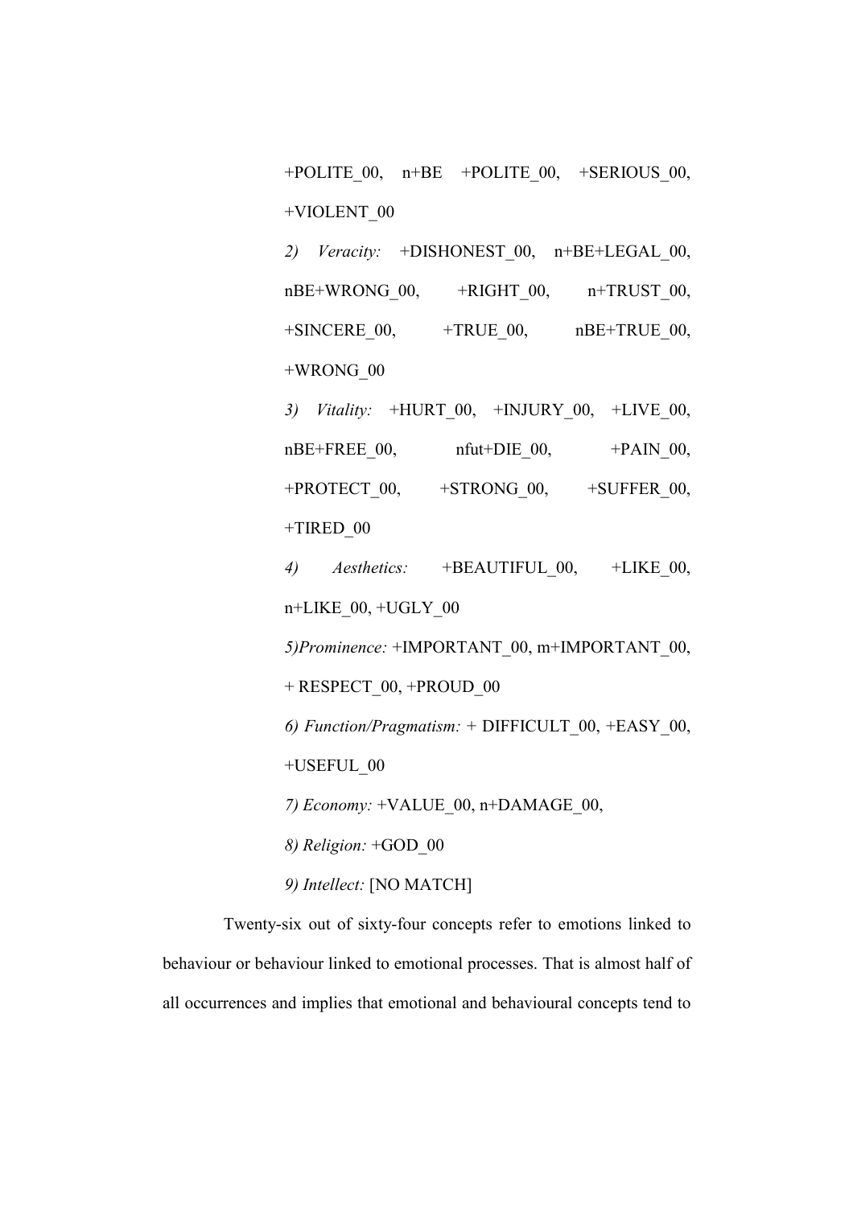+POLITE_00, n+BE +POLITE_00, +SERIOUS_00, +VIOLENT_00

*2) Veracity:* +DISHONEST_00, n+BE+LEGAL_00, nBE+WRONG_00, +RIGHT_00, n+TRUST_00, +SINCERE_00, +TRUE_00, nBE+TRUE_00, +WRONG_00

*3) Vitality:* +HURT_00, +INJURY_00, +LIVE_00, nBE+FREE_00, nfut+DIE_00, +PAIN_00, +PROTECT_00, +STRONG_00, +SUFFER_00, +TIRED_00

*4) Aesthetics:* +BEAUTIFUL_00, +LIKE_00, n+LIKE_00, +UGLY_00

*5)Prominence:* +IMPORTANT_00, m+IMPORTANT_00, + RESPECT_00, +PROUD_00

*6) Function/Pragmatism:* + DIFFICULT_00, +EASY_00, +USEFUL_00

*7) Economy:* +VALUE_00, n+DAMAGE_00,

*8) Religion:* +GOD_00

*9) Intellect:* [NO MATCH]

Twenty-six out of sixty-four concepts refer to emotions linked to behaviour or behaviour linked to emotional processes. That is almost half of all occurrences and implies that emotional and behavioural concepts tend to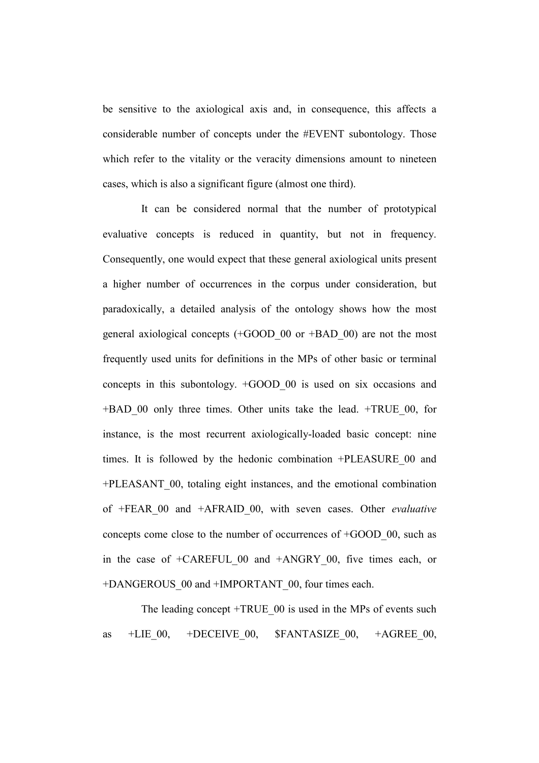be sensitive to the axiological axis and, in consequence, this affects a considerable number of concepts under the #EVENT subontology. Those which refer to the vitality or the veracity dimensions amount to nineteen cases, which is also a significant figure (almost one third).

It can be considered normal that the number of prototypical evaluative concepts is reduced in quantity, but not in frequency. Consequently, one would expect that these general axiological units present a higher number of occurrences in the corpus under consideration, but paradoxically, a detailed analysis of the ontology shows how the most general axiological concepts (+GOOD_00 or +BAD_00) are not the most frequently used units for definitions in the MPs of other basic or terminal concepts in this subontology. +GOOD_00 is used on six occasions and +BAD_00 only three times. Other units take the lead. +TRUE_00, for instance, is the most recurrent axiologically-loaded basic concept: nine times. It is followed by the hedonic combination +PLEASURE_00 and +PLEASANT_00, totaling eight instances, and the emotional combination of +FEAR_00 and +AFRAID_00, with seven cases. Other *evaluative* concepts come close to the number of occurrences of +GOOD_00, such as in the case of +CAREFUL_00 and +ANGRY_00, five times each, or +DANGEROUS_00 and +IMPORTANT_00, four times each.

The leading concept +TRUE_00 is used in the MPs of events such as +LIE_00, +DECEIVE_00, $FANTASIZE_00, +AGREE_00,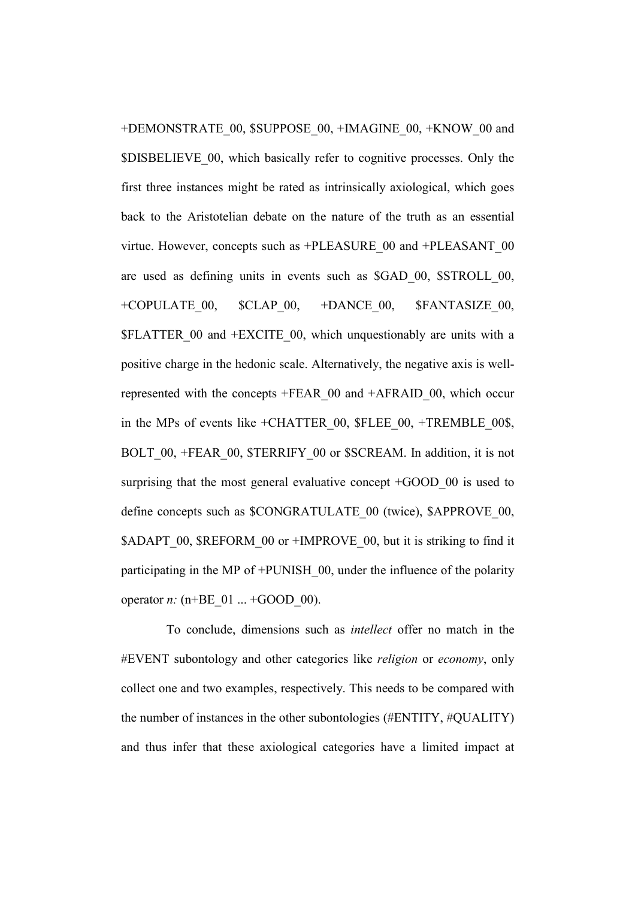+DEMONSTRATE_00, $SUPPOSE_00, +IMAGINE_00, +KNOW_00 and $DISBELIEVE_00, which basically refer to cognitive processes. Only the first three instances might be rated as intrinsically axiological, which goes back to the Aristotelian debate on the nature of the truth as an essential virtue. However, concepts such as +PLEASURE_00 and +PLEASANT_00 are used as defining units in events such as $GAD_00, $STROLL_00, +COPULATE_00, $CLAP_00, +DANCE_00, $FANTASIZE_00, $FLATTER_00 and +EXCITE_00, which unquestionably are units with a positive charge in the hedonic scale. Alternatively, the negative axis is well-represented with the concepts +FEAR_00 and +AFRAID_00, which occur in the MPs of events like +CHATTER_00, $FLEE_00, +TREMBLE_00$, BOLT_00, +FEAR_00, $TERRIFY_00 or $SCREAM. In addition, it is not surprising that the most general evaluative concept +GOOD_00 is used to define concepts such as $CONGRATULATE_00 (twice), $APPROVE_00, $ADAPT_00, $REFORM_00 or +IMPROVE_00, but it is striking to find it participating in the MP of +PUNISH_00, under the influence of the polarity operator *n:* (n+BE_01 ... +GOOD_00).

To conclude, dimensions such as *intellect* offer no match in the #EVENT subontology and other categories like *religion* or *economy*, only collect one and two examples, respectively. This needs to be compared with the number of instances in the other subontologies (#ENTITY, #QUALITY) and thus infer that these axiological categories have a limited impact at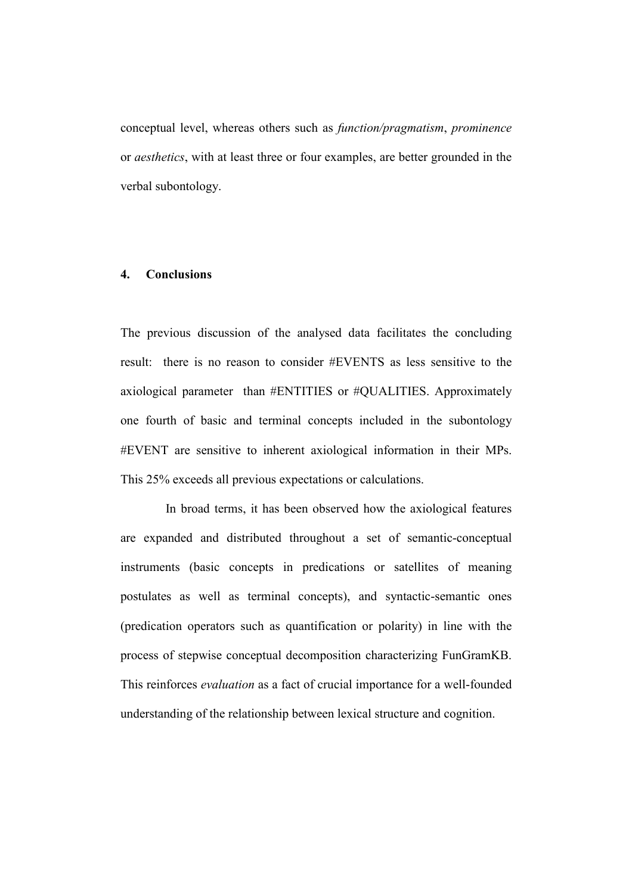conceptual level, whereas others such as *function/pragmatism*, *prominence* or *aesthetics*, with at least three or four examples, are better grounded in the verbal subontology.

## 4. Conclusions

The previous discussion of the analysed data facilitates the concluding result: there is no reason to consider #EVENTS as less sensitive to the axiological parameter than #ENTITIES or #QUALITIES. Approximately one fourth of basic and terminal concepts included in the subontology #EVENT are sensitive to inherent axiological information in their MPs. This 25% exceeds all previous expectations or calculations.

In broad terms, it has been observed how the axiological features are expanded and distributed throughout a set of semantic-conceptual instruments (basic concepts in predications or satellites of meaning postulates as well as terminal concepts), and syntactic-semantic ones (predication operators such as quantification or polarity) in line with the process of stepwise conceptual decomposition characterizing FunGramKB. This reinforces *evaluation* as a fact of crucial importance for a well-founded understanding of the relationship between lexical structure and cognition.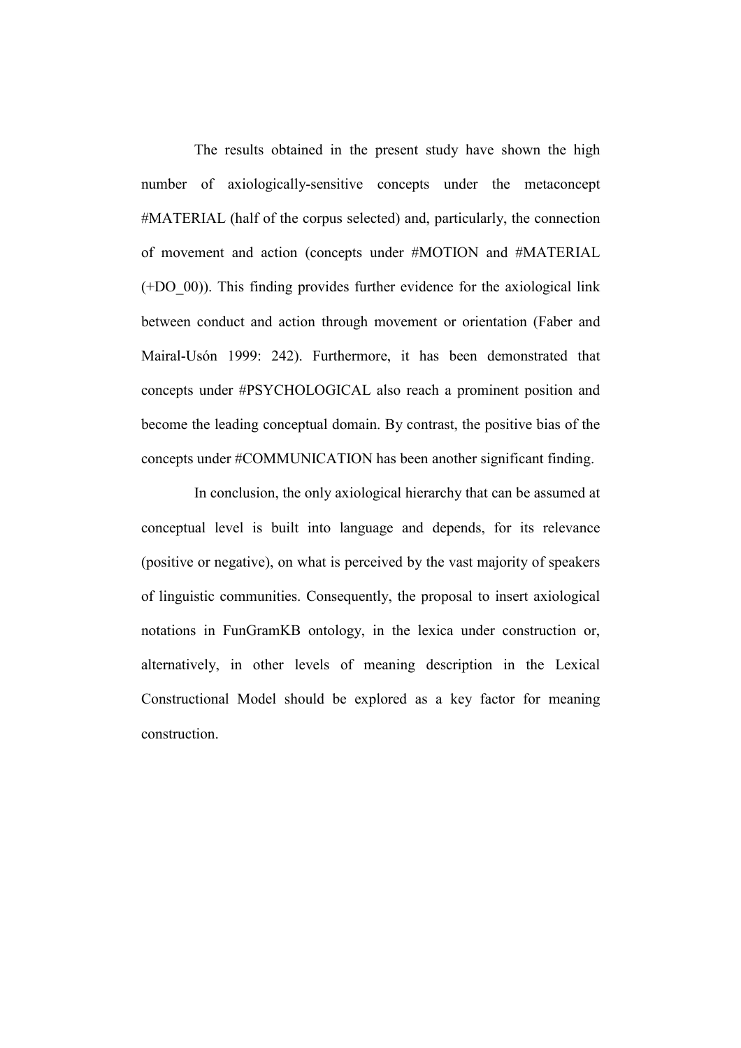The results obtained in the present study have shown the high number of axiologically-sensitive concepts under the metaconcept #MATERIAL (half of the corpus selected) and, particularly, the connection of movement and action (concepts under #MOTION and #MATERIAL (+DO_00)). This finding provides further evidence for the axiological link between conduct and action through movement or orientation (Faber and Mairal-Usón 1999: 242). Furthermore, it has been demonstrated that concepts under #PSYCHOLOGICAL also reach a prominent position and become the leading conceptual domain. By contrast, the positive bias of the concepts under #COMMUNICATION has been another significant finding.

In conclusion, the only axiological hierarchy that can be assumed at conceptual level is built into language and depends, for its relevance (positive or negative), on what is perceived by the vast majority of speakers of linguistic communities. Consequently, the proposal to insert axiological notations in FunGramKB ontology, in the lexica under construction or, alternatively, in other levels of meaning description in the Lexical Constructional Model should be explored as a key factor for meaning construction.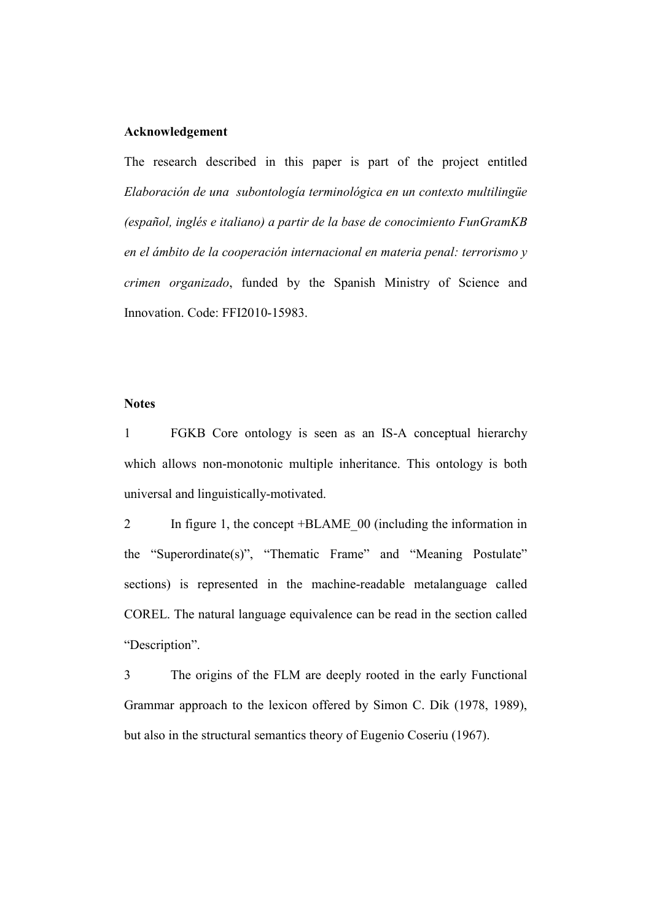**Acknowledgement**

The research described in this paper is part of the project entitled *Elaboración de una subontología terminológica en un contexto multilingüe (español, inglés e italiano) a partir de la base de conocimiento FunGramKB en el ámbito de la cooperación internacional en materia penal: terrorismo y crimen organizado*, funded by the Spanish Ministry of Science and Innovation. Code: FFI2010-15983.

**Notes**

1 FGKB Core ontology is seen as an IS-A conceptual hierarchy which allows non-monotonic multiple inheritance. This ontology is both universal and linguistically-motivated.

2 In figure 1, the concept +BLAME_00 (including the information in the "Superordinate(s)", "Thematic Frame" and "Meaning Postulate" sections) is represented in the machine-readable metalanguage called COREL. The natural language equivalence can be read in the section called "Description".

3 The origins of the FLM are deeply rooted in the early Functional Grammar approach to the lexicon offered by Simon C. Dik (1978, 1989), but also in the structural semantics theory of Eugenio Coseriu (1967).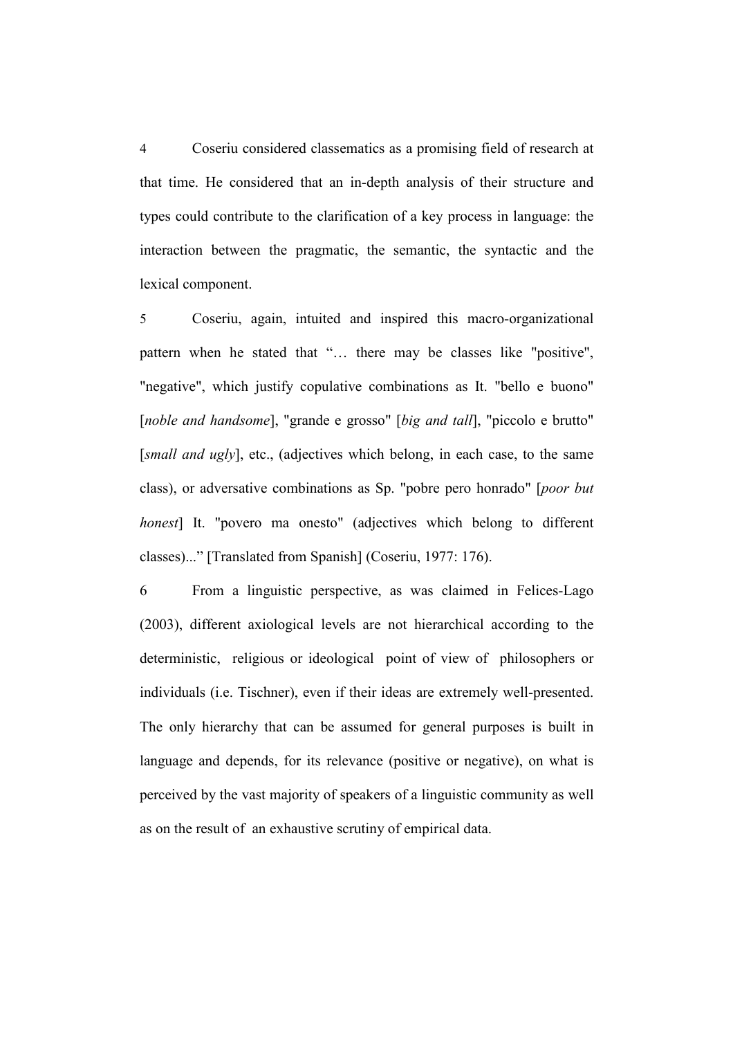4 Coseriu considered classematics as a promising field of research at that time. He considered that an in-depth analysis of their structure and types could contribute to the clarification of a key process in language: the interaction between the pragmatic, the semantic, the syntactic and the lexical component.

5 Coseriu, again, intuited and inspired this macro-organizational pattern when he stated that "… there may be classes like "positive", "negative", which justify copulative combinations as It. "bello e buono" [*noble and handsome*], "grande e grosso" [*big and tall*], "piccolo e brutto" [*small and ugly*], etc., (adjectives which belong, in each case, to the same class), or adversative combinations as Sp. "pobre pero honrado" [*poor but honest*] It. "povero ma onesto" (adjectives which belong to different classes)..." [Translated from Spanish] (Coseriu, 1977: 176).

6 From a linguistic perspective, as was claimed in Felices-Lago (2003), different axiological levels are not hierarchical according to the deterministic, religious or ideological point of view of philosophers or individuals (i.e. Tischner), even if their ideas are extremely well-presented. The only hierarchy that can be assumed for general purposes is built in language and depends, for its relevance (positive or negative), on what is perceived by the vast majority of speakers of a linguistic community as well as on the result of an exhaustive scrutiny of empirical data.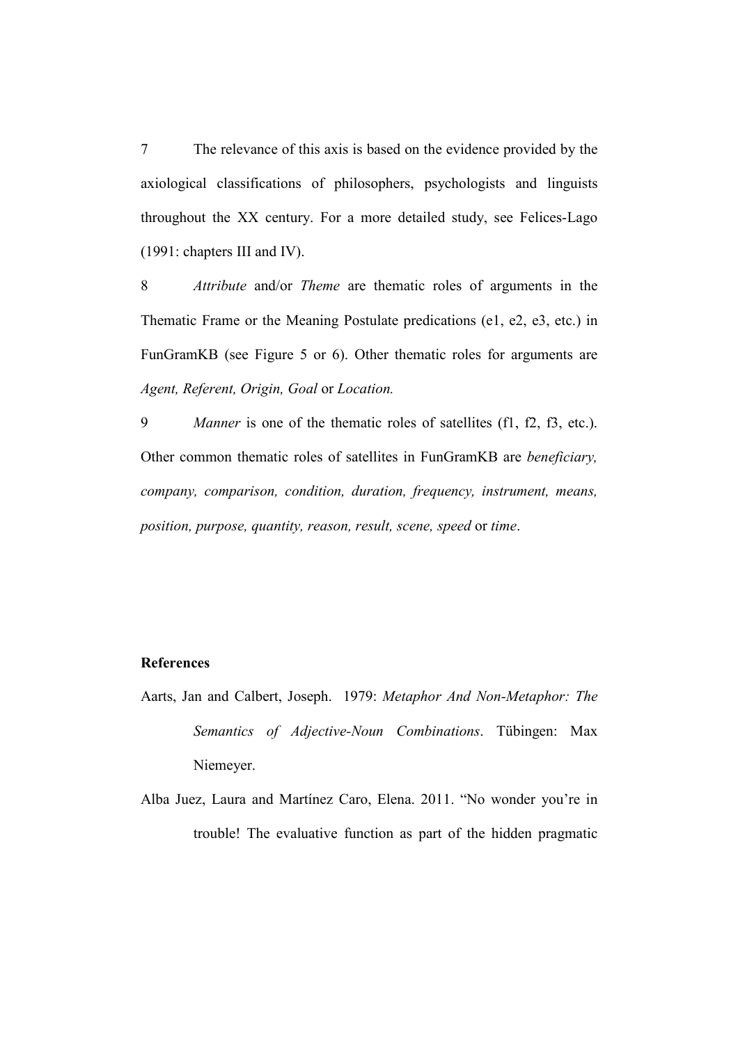7 The relevance of this axis is based on the evidence provided by the axiological classifications of philosophers, psychologists and linguists throughout the XX century. For a more detailed study, see Felices-Lago (1991: chapters III and IV).

8 *Attribute* and/or *Theme* are thematic roles of arguments in the Thematic Frame or the Meaning Postulate predications (e1, e2, e3, etc.) in FunGramKB (see Figure 5 or 6). Other thematic roles for arguments are *Agent, Referent, Origin, Goal* or *Location.*

9 *Manner* is one of the thematic roles of satellites (f1, f2, f3, etc.). Other common thematic roles of satellites in FunGramKB are *beneficiary, company, comparison, condition, duration, frequency, instrument, means, position, purpose, quantity, reason, result, scene, speed* or *time*.

**References**

Aarts, Jan and Calbert, Joseph. 1979: *Metaphor And Non-Metaphor: The Semantics of Adjective-Noun Combinations*. Tübingen: Max Niemeyer.

Alba Juez, Laura and Martínez Caro, Elena. 2011. "No wonder you're in trouble! The evaluative function as part of the hidden pragmatic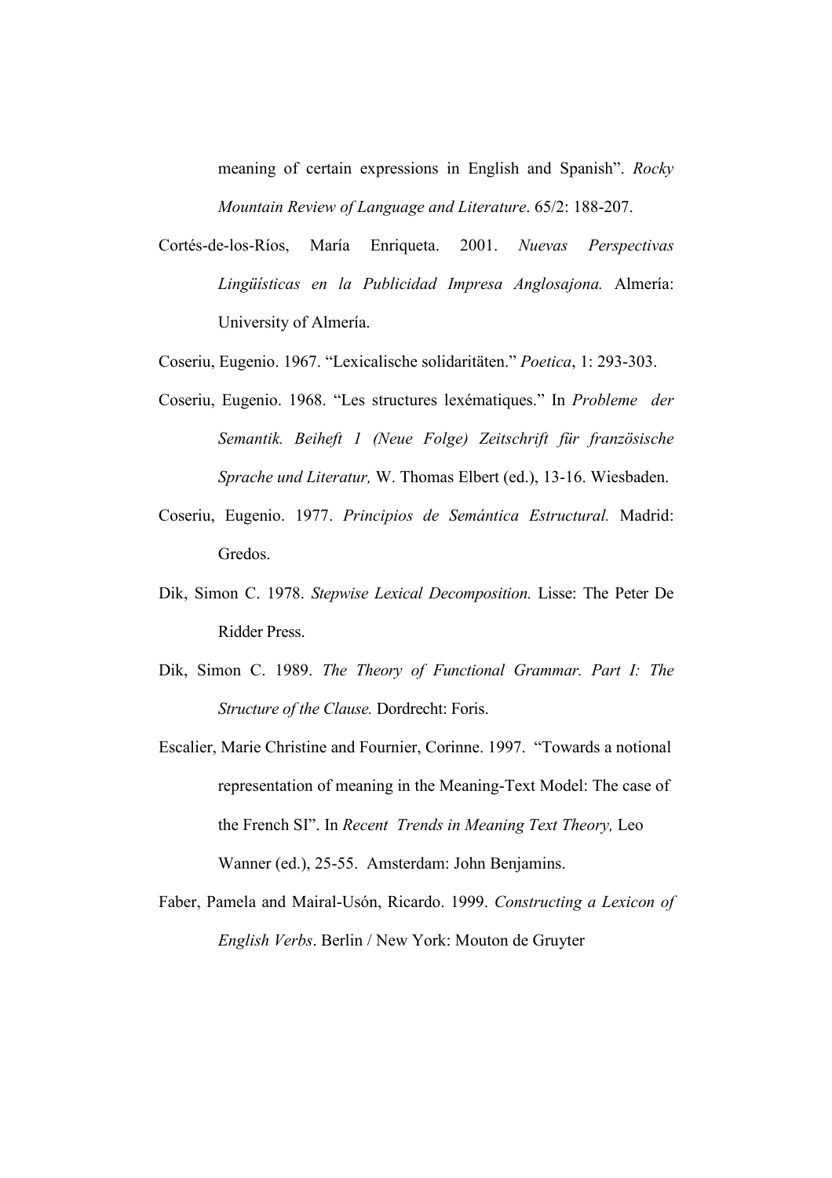meaning of certain expressions in English and Spanish". *Rocky Mountain Review of Language and Literature*. 65/2: 188-207.

Cortés-de-los-Ríos, María Enriqueta. 2001. *Nuevas Perspectivas Lingüísticas en la Publicidad Impresa Anglosajona.* Almería: University of Almería.

Coseriu, Eugenio. 1967. "Lexicalische solidaritäten." *Poetica*, 1: 293-303.

Coseriu, Eugenio. 1968. "Les structures lexématiques." In *Probleme der Semantik. Beiheft 1 (Neue Folge) Zeitschrift für französische Sprache und Literatur,* W. Thomas Elbert (ed.), 13-16. Wiesbaden.

Coseriu, Eugenio. 1977. *Principios de Semántica Estructural.* Madrid: Gredos.

Dik, Simon C. 1978. *Stepwise Lexical Decomposition.* Lisse: The Peter De Ridder Press.

Dik, Simon C. 1989. *The Theory of Functional Grammar. Part I: The Structure of the Clause.* Dordrecht: Foris.

Escalier, Marie Christine and Fournier, Corinne. 1997. "Towards a notional representation of meaning in the Meaning-Text Model: The case of the French SI". In *Recent Trends in Meaning Text Theory,* Leo Wanner (ed.), 25-55. Amsterdam: John Benjamins.

Faber, Pamela and Mairal-Usón, Ricardo. 1999. *Constructing a Lexicon of English Verbs*. Berlin / New York: Mouton de Gruyter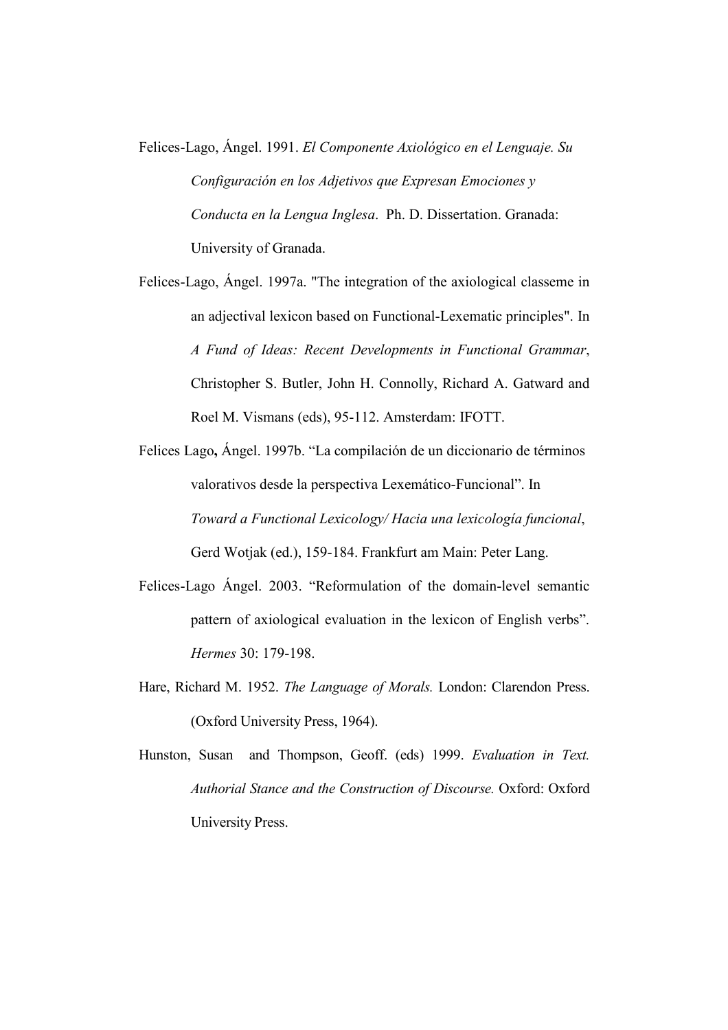Felices-Lago, Ángel. 1991. *El Componente Axiológico en el Lenguaje. Su Configuración en los Adjetivos que Expresan Emociones y Conducta en la Lengua Inglesa*. Ph. D. Dissertation. Granada: University of Granada.

Felices-Lago, Ángel. 1997a. "The integration of the axiological classeme in an adjectival lexicon based on Functional-Lexematic principles". In *A Fund of Ideas: Recent Developments in Functional Grammar*, Christopher S. Butler, John H. Connolly, Richard A. Gatward and Roel M. Vismans (eds), 95-112. Amsterdam: IFOTT.

Felices Lago**,** Ángel. 1997b. "La compilación de un diccionario de términos valorativos desde la perspectiva Lexemático-Funcional". In *Toward a Functional Lexicology/ Hacia una lexicología funcional*, Gerd Wotjak (ed.), 159-184. Frankfurt am Main: Peter Lang.

Felices-Lago Ángel. 2003. "Reformulation of the domain-level semantic pattern of axiological evaluation in the lexicon of English verbs". *Hermes* 30: 179-198.

Hare, Richard M. 1952. *The Language of Morals.* London: Clarendon Press. (Oxford University Press, 1964).

Hunston, Susan and Thompson, Geoff. (eds) 1999. *Evaluation in Text. Authorial Stance and the Construction of Discourse.* Oxford: Oxford University Press.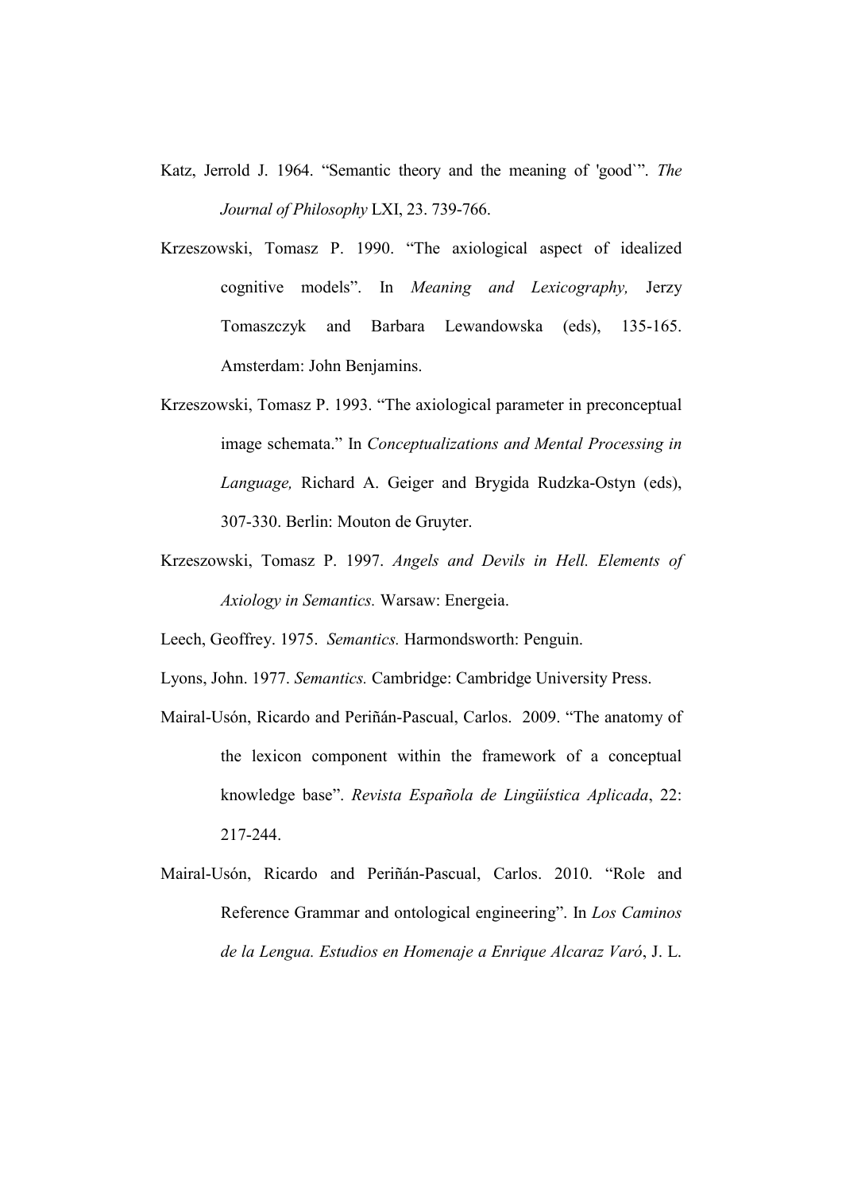Katz, Jerrold J. 1964. "Semantic theory and the meaning of 'good`". *The Journal of Philosophy* LXI, 23. 739-766.

Krzeszowski, Tomasz P. 1990. "The axiological aspect of idealized cognitive models". In *Meaning and Lexicography,* Jerzy Tomaszczyk and Barbara Lewandowska (eds), 135-165. Amsterdam: John Benjamins.

Krzeszowski, Tomasz P. 1993. "The axiological parameter in preconceptual image schemata." In *Conceptualizations and Mental Processing in Language,* Richard A. Geiger and Brygida Rudzka-Ostyn (eds), 307-330. Berlin: Mouton de Gruyter.

Krzeszowski, Tomasz P. 1997. *Angels and Devils in Hell. Elements of Axiology in Semantics.* Warsaw: Energeia.

Leech, Geoffrey. 1975. *Semantics.* Harmondsworth: Penguin.

Lyons, John. 1977. *Semantics.* Cambridge: Cambridge University Press.

Mairal-Usón, Ricardo and Periñán-Pascual, Carlos. 2009. "The anatomy of the lexicon component within the framework of a conceptual knowledge base". *Revista Española de Lingüística Aplicada*, 22: 217-244.

Mairal-Usón, Ricardo and Periñán-Pascual, Carlos. 2010. "Role and Reference Grammar and ontological engineering". In *Los Caminos de la Lengua. Estudios en Homenaje a Enrique Alcaraz Varó*, J. L.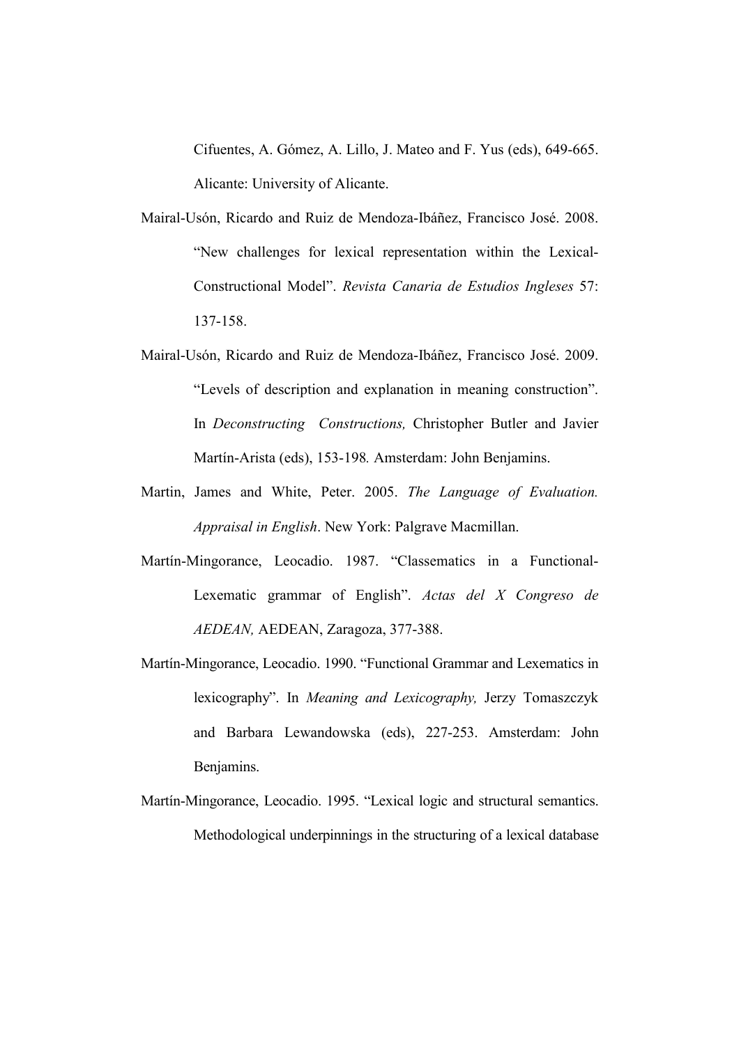Cifuentes, A. Gómez, A. Lillo, J. Mateo and F. Yus (eds), 649-665. Alicante: University of Alicante.

Mairal-Usón, Ricardo and Ruiz de Mendoza-Ibáñez, Francisco José. 2008. "New challenges for lexical representation within the Lexical-Constructional Model". *Revista Canaria de Estudios Ingleses* 57: 137-158.

Mairal-Usón, Ricardo and Ruiz de Mendoza-Ibáñez, Francisco José. 2009. "Levels of description and explanation in meaning construction". In *Deconstructing Constructions,* Christopher Butler and Javier Martín-Arista (eds), 153-198*.* Amsterdam: John Benjamins.

Martin, James and White, Peter. 2005. *The Language of Evaluation. Appraisal in English*. New York: Palgrave Macmillan.

Martín-Mingorance, Leocadio. 1987. "Classematics in a Functional-Lexematic grammar of English". *Actas del X Congreso de AEDEAN,* AEDEAN, Zaragoza, 377-388.

Martín-Mingorance, Leocadio. 1990. "Functional Grammar and Lexematics in lexicography". In *Meaning and Lexicography,* Jerzy Tomaszczyk and Barbara Lewandowska (eds), 227-253. Amsterdam: John Benjamins.

Martín-Mingorance, Leocadio. 1995. "Lexical logic and structural semantics. Methodological underpinnings in the structuring of a lexical database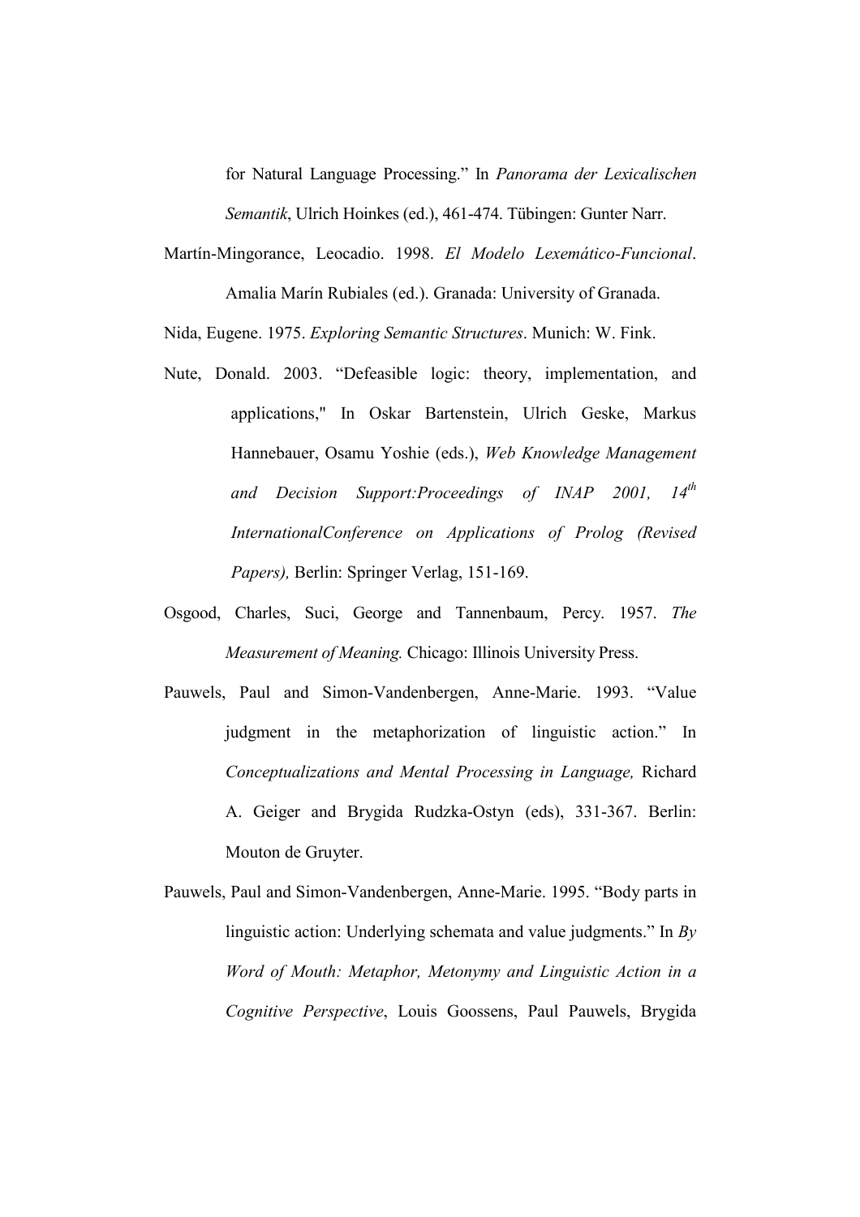for Natural Language Processing." In *Panorama der Lexicalischen Semantik*, Ulrich Hoinkes (ed.), 461-474. Tübingen: Gunter Narr.

Martín-Mingorance, Leocadio. 1998. *El Modelo Lexemático-Funcional*. Amalia Marín Rubiales (ed.). Granada: University of Granada.

Nida, Eugene. 1975. *Exploring Semantic Structures*. Munich: W. Fink.

Nute, Donald. 2003. "Defeasible logic: theory, implementation, and applications," In Oskar Bartenstein, Ulrich Geske, Markus Hannebauer, Osamu Yoshie (eds.), *Web Knowledge Management and Decision Support:Proceedings of INAP 2001, 14th InternationalConference on Applications of Prolog (Revised Papers),* Berlin: Springer Verlag, 151-169.

Osgood, Charles, Suci, George and Tannenbaum, Percy. 1957. *The Measurement of Meaning.* Chicago: Illinois University Press.

Pauwels, Paul and Simon-Vandenbergen, Anne-Marie. 1993. "Value judgment in the metaphorization of linguistic action." In *Conceptualizations and Mental Processing in Language,* Richard A. Geiger and Brygida Rudzka-Ostyn (eds), 331-367. Berlin: Mouton de Gruyter.

Pauwels, Paul and Simon-Vandenbergen, Anne-Marie. 1995. "Body parts in linguistic action: Underlying schemata and value judgments." In *By Word of Mouth: Metaphor, Metonymy and Linguistic Action in a Cognitive Perspective*, Louis Goossens, Paul Pauwels, Brygida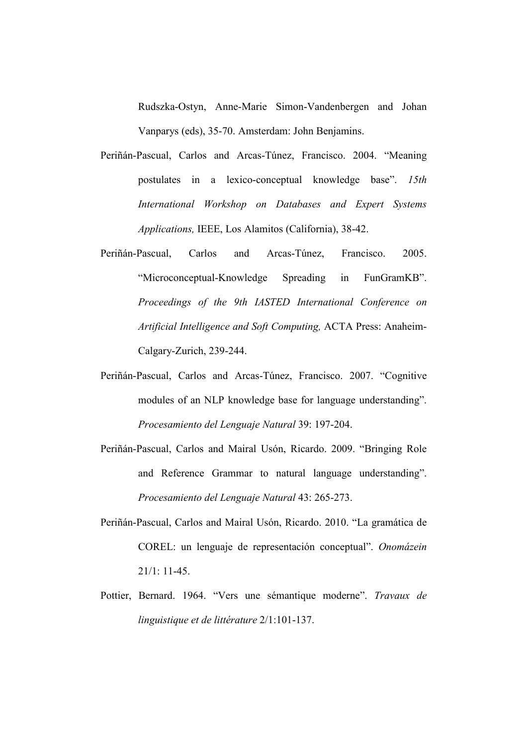Rudszka-Ostyn, Anne-Marie Simon-Vandenbergen and Johan Vanparys (eds), 35-70. Amsterdam: John Benjamins.

Periñán-Pascual, Carlos and Arcas-Túnez, Francisco. 2004. "Meaning postulates in a lexico-conceptual knowledge base". *15th International Workshop on Databases and Expert Systems Applications,* IEEE, Los Alamitos (California), 38-42.

Periñán-Pascual, Carlos and Arcas-Túnez, Francisco. 2005. "Microconceptual-Knowledge Spreading in FunGramKB". *Proceedings of the 9th IASTED International Conference on Artificial Intelligence and Soft Computing,* ACTA Press: Anaheim-Calgary-Zurich, 239-244.

Periñán-Pascual, Carlos and Arcas-Túnez, Francisco. 2007. "Cognitive modules of an NLP knowledge base for language understanding". *Procesamiento del Lenguaje Natural* 39: 197-204.

Periñán-Pascual, Carlos and Mairal Usón, Ricardo. 2009. "Bringing Role and Reference Grammar to natural language understanding". *Procesamiento del Lenguaje Natural* 43: 265-273.

Periñán-Pascual, Carlos and Mairal Usón, Ricardo. 2010. "La gramática de COREL: un lenguaje de representación conceptual". *Onomázein* 21/1: 11-45.

Pottier, Bernard. 1964. "Vers une sémantique moderne". *Travaux de linguistique et de littérature* 2/1:101-137.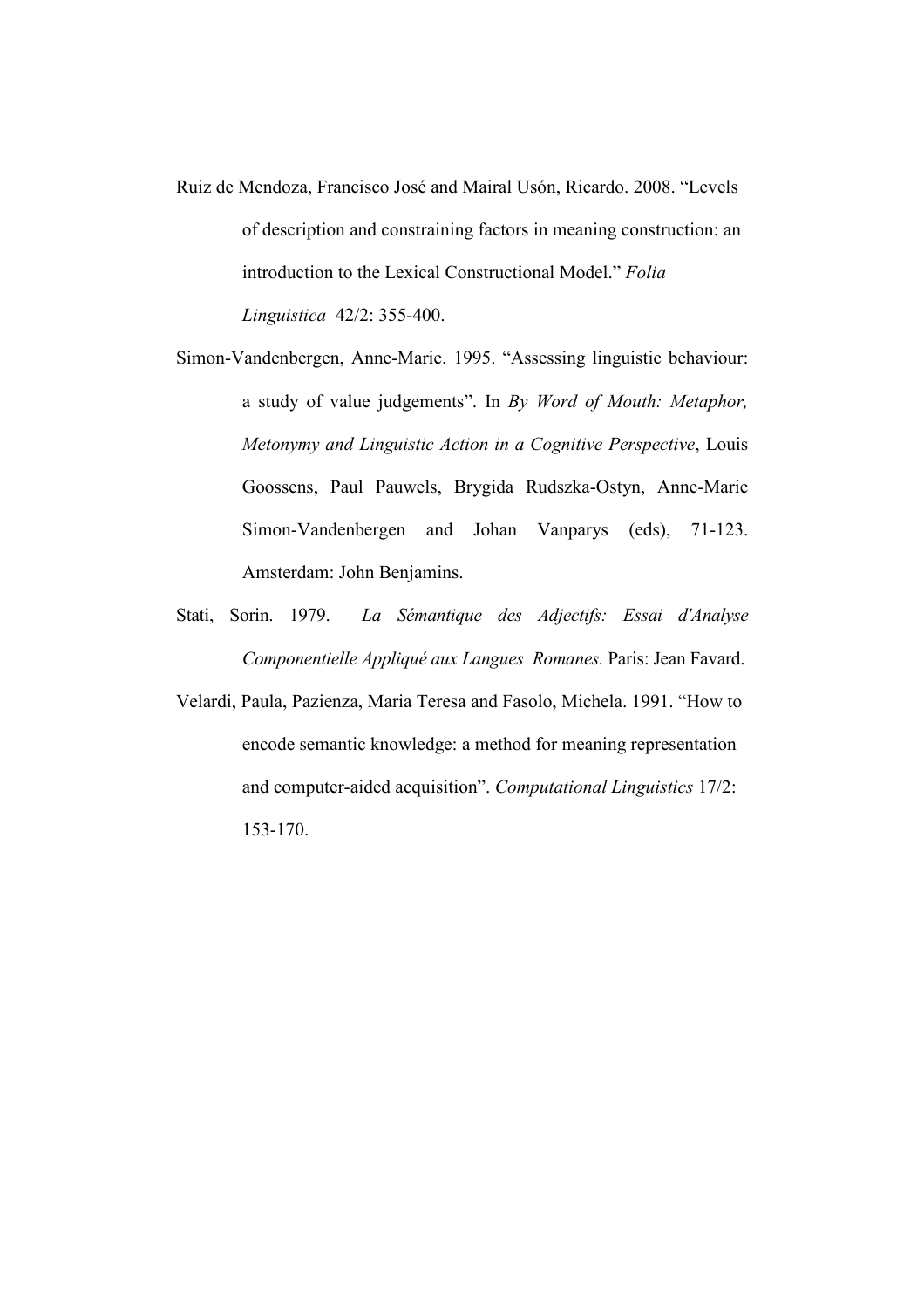Ruiz de Mendoza, Francisco José and Mairal Usón, Ricardo. 2008. "Levels of description and constraining factors in meaning construction: an introduction to the Lexical Constructional Model." *Folia Linguistica* 42/2: 355-400.

Simon-Vandenbergen, Anne-Marie. 1995. "Assessing linguistic behaviour: a study of value judgements". In *By Word of Mouth: Metaphor, Metonymy and Linguistic Action in a Cognitive Perspective*, Louis Goossens, Paul Pauwels, Brygida Rudszka-Ostyn, Anne-Marie Simon-Vandenbergen and Johan Vanparys (eds), 71-123. Amsterdam: John Benjamins.

Stati, Sorin. 1979. *La Sémantique des Adjectifs: Essai d'Analyse Componentielle Appliqué aux Langues Romanes.* Paris: Jean Favard.

Velardi, Paula, Pazienza, Maria Teresa and Fasolo, Michela. 1991. "How to encode semantic knowledge: a method for meaning representation and computer-aided acquisition". *Computational Linguistics* 17/2: 153-170.